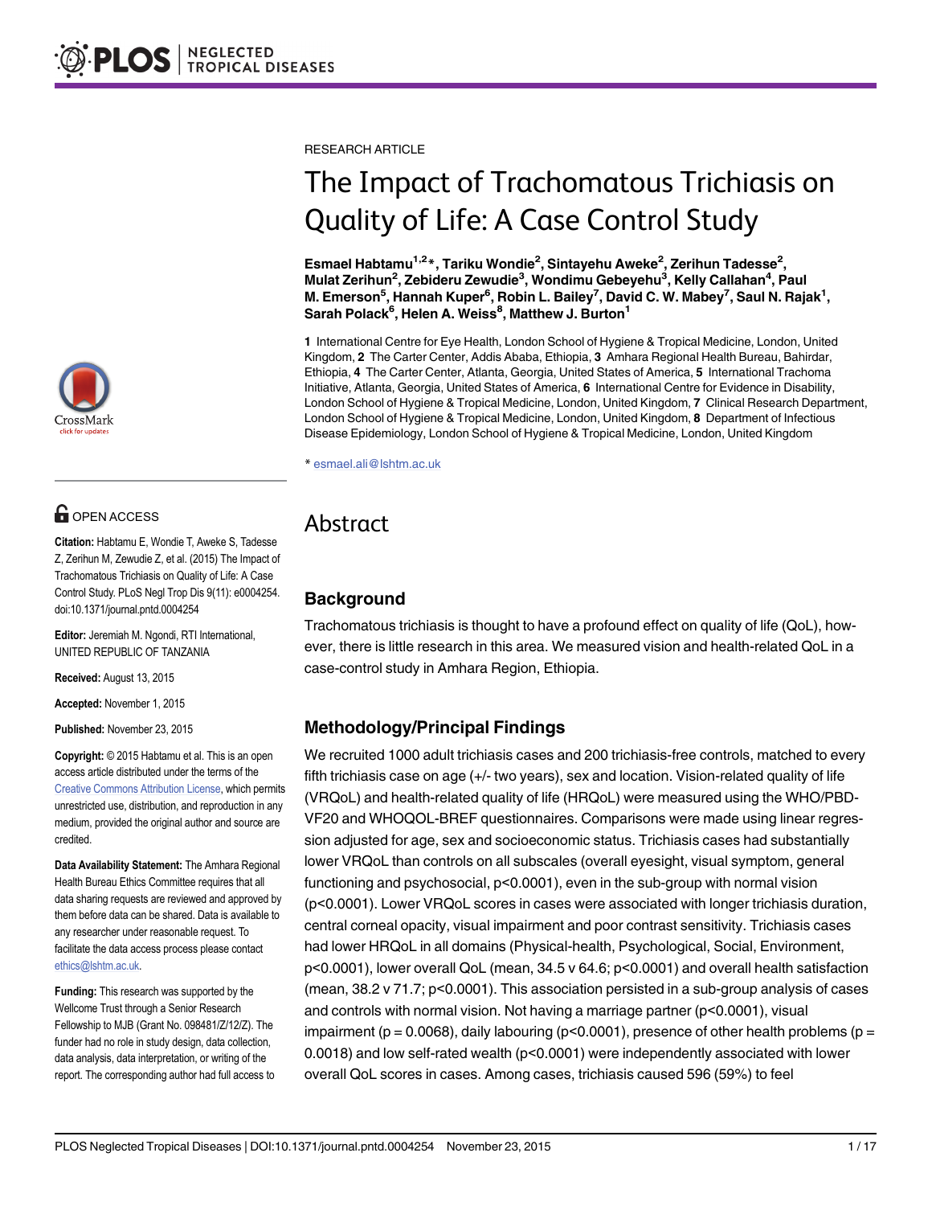RESEARCH ARTICLE

# The Impact of Trachomatous Trichiasis on Quality of Life: A Case Control Study

**Esmael Habtamu[1,2]\*, Tariku Wondie[2], Sintayehu Aweke[2], Zerihun Tadesse[2], Mulat Zerihun[2], Zebideru Zewudie[3], Wondimu Gebeyehu[3], Kelly Callahan[4], Paul M. Emerson[5], Hannah Kuper[6], Robin L. Bailey[7], David C. W. Mabey[7], Saul N. Rajak[1], Sarah Polack[6], Helen A. Weiss[8], Matthew J. Burton[1]**

**1** International Centre for Eye Health, London School of Hygiene & Tropical Medicine, London, United Kingdom, **2** The Carter Center, Addis Ababa, Ethiopia, **3** Amhara Regional Health Bureau, Bahirdar, Ethiopia, **4** The Carter Center, Atlanta, Georgia, United States of America, **5** International Trachoma Initiative, Atlanta, Georgia, United States of America, **6** International Centre for Evidence in Disability, London School of Hygiene & Tropical Medicine, London, United Kingdom, **7** Clinical Research Department, London School of Hygiene & Tropical Medicine, London, United Kingdom, **8** Department of Infectious Disease Epidemiology, London School of Hygiene & Tropical Medicine, London, United Kingdom

\* esmael.ali@lshtm.ac.uk

OPEN ACCESS

**Citation:** Habtamu E, Wondie T, Aweke S, Tadesse Z, Zerihun M, Zewudie Z, et al. (2015) The Impact of Trachomatous Trichiasis on Quality of Life: A Case Control Study. PLoS Negl Trop Dis 9(11): e0004254. doi:10.1371/journal.pntd.0004254

**Editor:** Jeremiah M. Ngondi, RTI International, UNITED REPUBLIC OF TANZANIA

**Received:** August 13, 2015

**Accepted:** November 1, 2015

**Published:** November 23, 2015

**Copyright:** © 2015 Habtamu et al. This is an open access article distributed under the terms of the Creative Commons Attribution License, which permits unrestricted use, distribution, and reproduction in any medium, provided the original author and source are credited.

**Data Availability Statement:** The Amhara Regional Health Bureau Ethics Committee requires that all data sharing requests are reviewed and approved by them before data can be shared. Data is available to any researcher under reasonable request. To facilitate the data access process please contact ethics@lshtm.ac.uk.

**Funding:** This research was supported by the Wellcome Trust through a Senior Research Fellowship to MJB (Grant No. 098481/Z/12/Z). The funder had no role in study design, data collection, data analysis, data interpretation, or writing of the report. The corresponding author had full access to

## Abstract

### Background

Trachomatous trichiasis is thought to have a profound effect on quality of life (QoL), however, there is little research in this area. We measured vision and health-related QoL in a case-control study in Amhara Region, Ethiopia.

### Methodology/Principal Findings

We recruited 1000 adult trichiasis cases and 200 trichiasis-free controls, matched to every fifth trichiasis case on age (+/- two years), sex and location. Vision-related quality of life (VRQoL) and health-related quality of life (HRQoL) were measured using the WHO/PBD-VF20 and WHOQOL-BREF questionnaires. Comparisons were made using linear regression adjusted for age, sex and socioeconomic status. Trichiasis cases had substantially lower VRQoL than controls on all subscales (overall eyesight, visual symptom, general functioning and psychosocial, $p<0.0001$), even in the sub-group with normal vision ($p<0.0001$). Lower VRQoL scores in cases were associated with longer trichiasis duration, central corneal opacity, visual impairment and poor contrast sensitivity. Trichiasis cases had lower HRQoL in all domains (Physical-health, Psychological, Social, Environment, $p<0.0001$), lower overall QoL (mean, 34.5 v 64.6; $p<0.0001$) and overall health satisfaction (mean, 38.2 v 71.7; $p<0.0001$). This association persisted in a sub-group analysis of cases and controls with normal vision. Not having a marriage partner ($p<0.0001$), visual impairment ($p = 0.0068$), daily labouring ($p<0.0001$), presence of other health problems ($p = 0.0018$) and low self-rated wealth ($p<0.0001$) were independently associated with lower overall QoL scores in cases. Among cases, trichiasis caused 596 (59%) to feel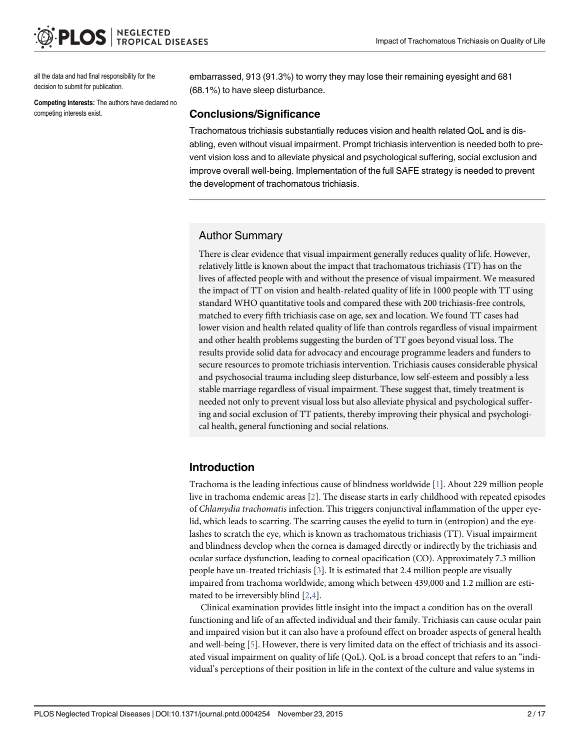all the data and had final responsibility for the decision to submit for publication.

**Competing Interests:** The authors have declared no competing interests exist.

embarrassed, 913 (91.3%) to worry they may lose their remaining eyesight and 681 (68.1%) to have sleep disturbance.

## Conclusions/Significance

Trachomatous trichiasis substantially reduces vision and health related QoL and is disabling, even without visual impairment. Prompt trichiasis intervention is needed both to prevent vision loss and to alleviate physical and psychological suffering, social exclusion and improve overall well-being. Implementation of the full SAFE strategy is needed to prevent the development of trachomatous trichiasis.

## Author Summary

There is clear evidence that visual impairment generally reduces quality of life. However, relatively little is known about the impact that trachomatous trichiasis (TT) has on the lives of affected people with and without the presence of visual impairment. We measured the impact of TT on vision and health-related quality of life in 1000 people with TT using standard WHO quantitative tools and compared these with 200 trichiasis-free controls, matched to every fifth trichiasis case on age, sex and location. We found TT cases had lower vision and health related quality of life than controls regardless of visual impairment and other health problems suggesting the burden of TT goes beyond visual loss. The results provide solid data for advocacy and encourage programme leaders and funders to secure resources to promote trichiasis intervention. Trichiasis causes considerable physical and psychosocial trauma including sleep disturbance, low self-esteem and possibly a less stable marriage regardless of visual impairment. These suggest that, timely treatment is needed not only to prevent visual loss but also alleviate physical and psychological suffering and social exclusion of TT patients, thereby improving their physical and psychological health, general functioning and social relations.

## Introduction

Trachoma is the leading infectious cause of blindness worldwide [1]. About 229 million people live in trachoma endemic areas [2]. The disease starts in early childhood with repeated episodes of *Chlamydia trachomatis* infection. This triggers conjunctival inflammation of the upper eyelid, which leads to scarring. The scarring causes the eyelid to turn in (entropion) and the eyelashes to scratch the eye, which is known as trachomatous trichiasis (TT). Visual impairment and blindness develop when the cornea is damaged directly or indirectly by the trichiasis and ocular surface dysfunction, leading to corneal opacification (CO). Approximately 7.3 million people have un-treated trichiasis [3]. It is estimated that 2.4 million people are visually impaired from trachoma worldwide, among which between 439,000 and 1.2 million are estimated to be irreversibly blind [2,4].

Clinical examination provides little insight into the impact a condition has on the overall functioning and life of an affected individual and their family. Trichiasis can cause ocular pain and impaired vision but it can also have a profound effect on broader aspects of general health and well-being [5]. However, there is very limited data on the effect of trichiasis and its associated visual impairment on quality of life (QoL). QoL is a broad concept that refers to an "individual's perceptions of their position in life in the context of the culture and value systems in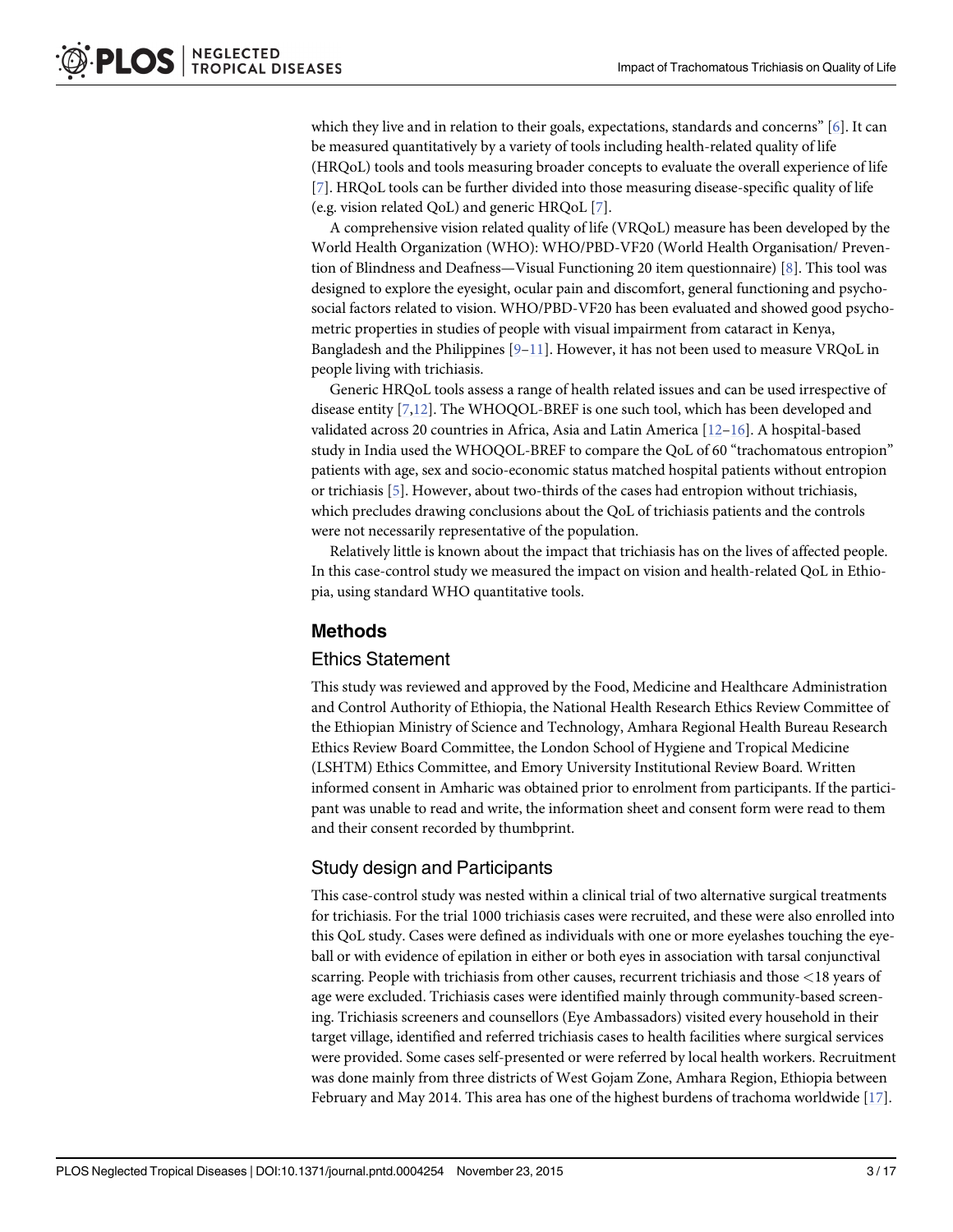which they live and in relation to their goals, expectations, standards and concerns" [6]. It can be measured quantitatively by a variety of tools including health-related quality of life (HRQoL) tools and tools measuring broader concepts to evaluate the overall experience of life [7]. HRQoL tools can be further divided into those measuring disease-specific quality of life (e.g. vision related QoL) and generic HRQoL [7].

A comprehensive vision related quality of life (VRQoL) measure has been developed by the World Health Organization (WHO): WHO/PBD-VF20 (World Health Organisation/ Prevention of Blindness and Deafness—Visual Functioning 20 item questionnaire) [8]. This tool was designed to explore the eyesight, ocular pain and discomfort, general functioning and psychosocial factors related to vision. WHO/PBD-VF20 has been evaluated and showed good psychometric properties in studies of people with visual impairment from cataract in Kenya, Bangladesh and the Philippines [9–11]. However, it has not been used to measure VRQoL in people living with trichiasis.

Generic HRQoL tools assess a range of health related issues and can be used irrespective of disease entity [7,12]. The WHOQOL-BREF is one such tool, which has been developed and validated across 20 countries in Africa, Asia and Latin America [12–16]. A hospital-based study in India used the WHOQOL-BREF to compare the QoL of 60 "trachomatous entropion" patients with age, sex and socio-economic status matched hospital patients without entropion or trichiasis [5]. However, about two-thirds of the cases had entropion without trichiasis, which precludes drawing conclusions about the QoL of trichiasis patients and the controls were not necessarily representative of the population.

Relatively little is known about the impact that trichiasis has on the lives of affected people. In this case-control study we measured the impact on vision and health-related QoL in Ethiopia, using standard WHO quantitative tools.

## Methods

### Ethics Statement

This study was reviewed and approved by the Food, Medicine and Healthcare Administration and Control Authority of Ethiopia, the National Health Research Ethics Review Committee of the Ethiopian Ministry of Science and Technology, Amhara Regional Health Bureau Research Ethics Review Board Committee, the London School of Hygiene and Tropical Medicine (LSHTM) Ethics Committee, and Emory University Institutional Review Board. Written informed consent in Amharic was obtained prior to enrolment from participants. If the participant was unable to read and write, the information sheet and consent form were read to them and their consent recorded by thumbprint.

### Study design and Participants

This case-control study was nested within a clinical trial of two alternative surgical treatments for trichiasis. For the trial 1000 trichiasis cases were recruited, and these were also enrolled into this QoL study. Cases were defined as individuals with one or more eyelashes touching the eyeball or with evidence of epilation in either or both eyes in association with tarsal conjunctival scarring. People with trichiasis from other causes, recurrent trichiasis and those <18 years of age were excluded. Trichiasis cases were identified mainly through community-based screening. Trichiasis screeners and counsellors (Eye Ambassadors) visited every household in their target village, identified and referred trichiasis cases to health facilities where surgical services were provided. Some cases self-presented or were referred by local health workers. Recruitment was done mainly from three districts of West Gojam Zone, Amhara Region, Ethiopia between February and May 2014. This area has one of the highest burdens of trachoma worldwide [17].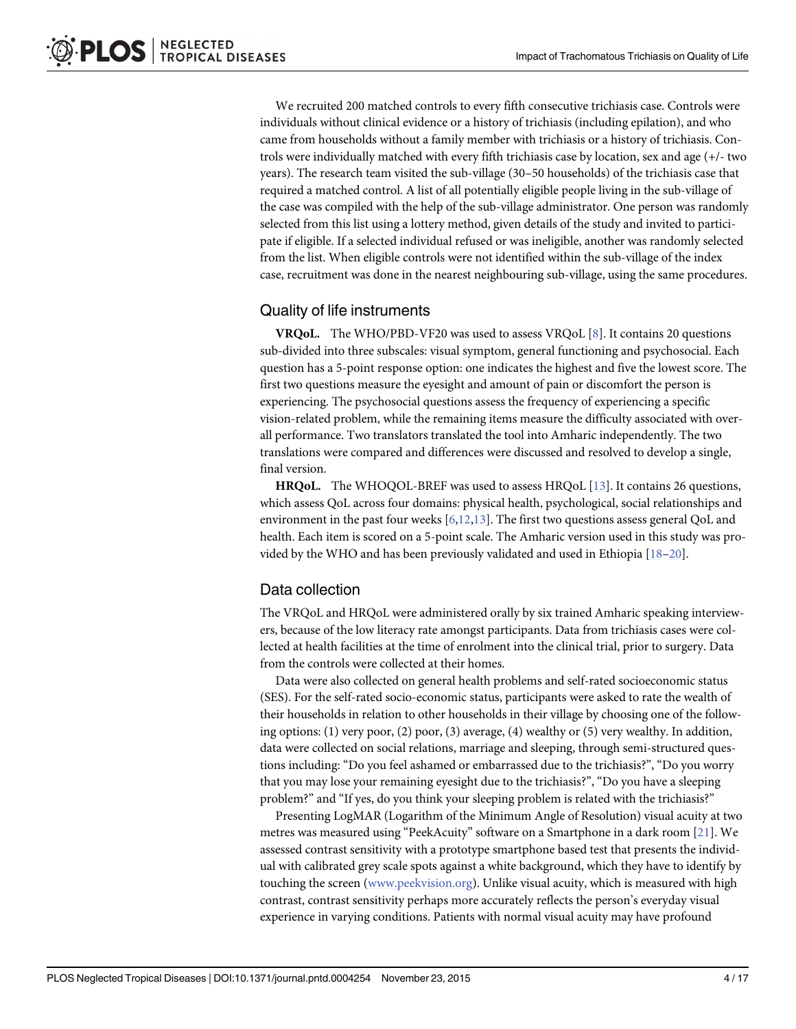We recruited 200 matched controls to every fifth consecutive trichiasis case. Controls were individuals without clinical evidence or a history of trichiasis (including epilation), and who came from households without a family member with trichiasis or a history of trichiasis. Controls were individually matched with every fifth trichiasis case by location, sex and age (+/- two years). The research team visited the sub-village (30–50 households) of the trichiasis case that required a matched control. A list of all potentially eligible people living in the sub-village of the case was compiled with the help of the sub-village administrator. One person was randomly selected from this list using a lottery method, given details of the study and invited to participate if eligible. If a selected individual refused or was ineligible, another was randomly selected from the list. When eligible controls were not identified within the sub-village of the index case, recruitment was done in the nearest neighbouring sub-village, using the same procedures.

## Quality of life instruments

**VRQoL.** The WHO/PBD-VF20 was used to assess VRQoL [8]. It contains 20 questions sub-divided into three subscales: visual symptom, general functioning and psychosocial. Each question has a 5-point response option: one indicates the highest and five the lowest score. The first two questions measure the eyesight and amount of pain or discomfort the person is experiencing. The psychosocial questions assess the frequency of experiencing a specific vision-related problem, while the remaining items measure the difficulty associated with overall performance. Two translators translated the tool into Amharic independently. The two translations were compared and differences were discussed and resolved to develop a single, final version.

**HRQoL.** The WHOQOL-BREF was used to assess HRQoL [13]. It contains 26 questions, which assess QoL across four domains: physical health, psychological, social relationships and environment in the past four weeks [6,12,13]. The first two questions assess general QoL and health. Each item is scored on a 5-point scale. The Amharic version used in this study was provided by the WHO and has been previously validated and used in Ethiopia [18–20].

## Data collection

The VRQoL and HRQoL were administered orally by six trained Amharic speaking interviewers, because of the low literacy rate amongst participants. Data from trichiasis cases were collected at health facilities at the time of enrolment into the clinical trial, prior to surgery. Data from the controls were collected at their homes.

Data were also collected on general health problems and self-rated socioeconomic status (SES). For the self-rated socio-economic status, participants were asked to rate the wealth of their households in relation to other households in their village by choosing one of the following options: (1) very poor, (2) poor, (3) average, (4) wealthy or (5) very wealthy. In addition, data were collected on social relations, marriage and sleeping, through semi-structured questions including: "Do you feel ashamed or embarrassed due to the trichiasis?", "Do you worry that you may lose your remaining eyesight due to the trichiasis?", "Do you have a sleeping problem?" and "If yes, do you think your sleeping problem is related with the trichiasis?"

Presenting LogMAR (Logarithm of the Minimum Angle of Resolution) visual acuity at two metres was measured using "PeekAcuity" software on a Smartphone in a dark room [21]. We assessed contrast sensitivity with a prototype smartphone based test that presents the individual with calibrated grey scale spots against a white background, which they have to identify by touching the screen (www.peekvision.org). Unlike visual acuity, which is measured with high contrast, contrast sensitivity perhaps more accurately reflects the person's everyday visual experience in varying conditions. Patients with normal visual acuity may have profound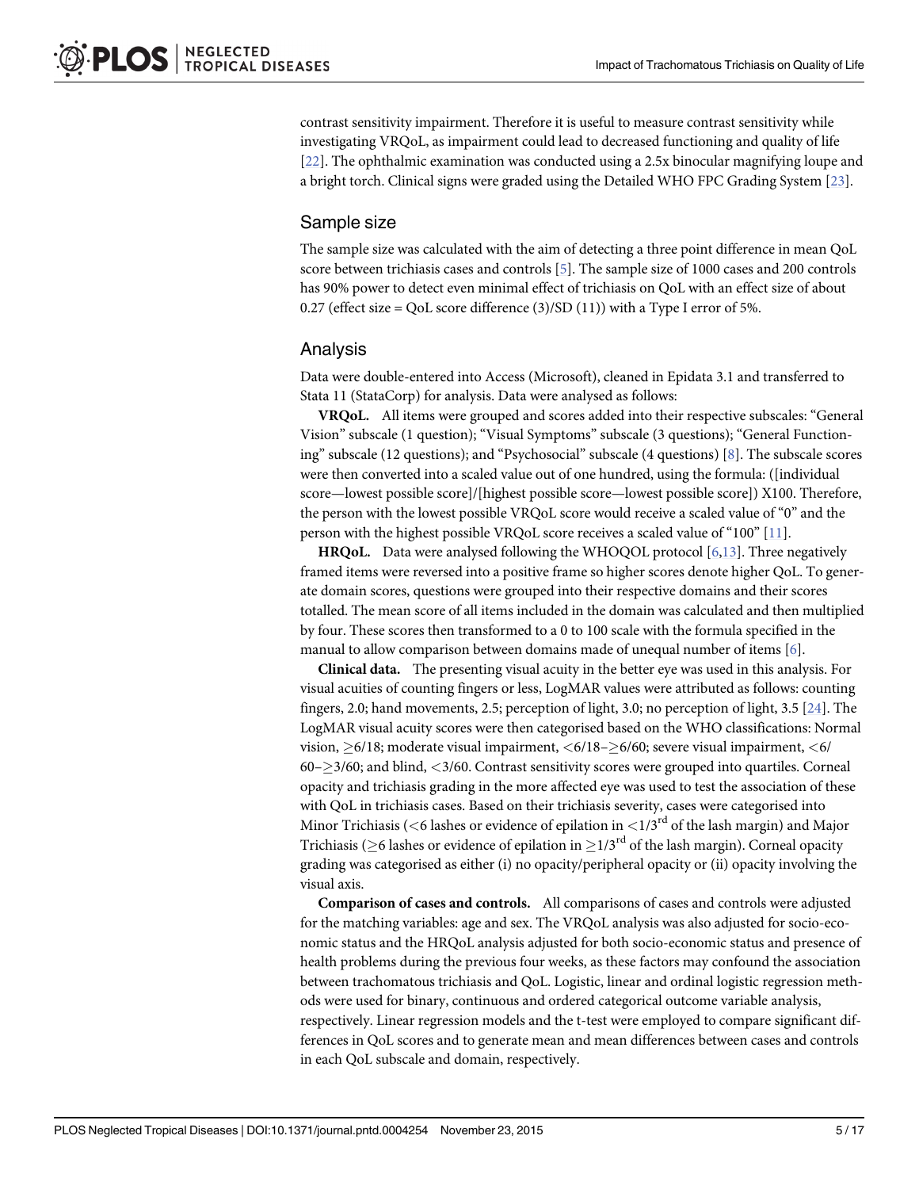contrast sensitivity impairment. Therefore it is useful to measure contrast sensitivity while investigating VRQoL, as impairment could lead to decreased functioning and quality of life [22]. The ophthalmic examination was conducted using a 2.5x binocular magnifying loupe and a bright torch. Clinical signs were graded using the Detailed WHO FPC Grading System [23].

## Sample size

The sample size was calculated with the aim of detecting a three point difference in mean QoL score between trichiasis cases and controls [5]. The sample size of 1000 cases and 200 controls has 90% power to detect even minimal effect of trichiasis on QoL with an effect size of about 0.27 (effect size = QoL score difference (3)/SD (11)) with a Type I error of 5%.

## Analysis

Data were double-entered into Access (Microsoft), cleaned in Epidata 3.1 and transferred to Stata 11 (StataCorp) for analysis. Data were analysed as follows:

**VRQoL.** All items were grouped and scores added into their respective subscales: "General Vision" subscale (1 question); "Visual Symptoms" subscale (3 questions); "General Functioning" subscale (12 questions); and "Psychosocial" subscale (4 questions) [8]. The subscale scores were then converted into a scaled value out of one hundred, using the formula: ([individual score—lowest possible score]/[highest possible score—lowest possible score]) X100. Therefore, the person with the lowest possible VRQoL score would receive a scaled value of "0" and the person with the highest possible VRQoL score receives a scaled value of "100" [11].

**HRQoL.** Data were analysed following the WHOQOL protocol [6,13]. Three negatively framed items were reversed into a positive frame so higher scores denote higher QoL. To generate domain scores, questions were grouped into their respective domains and their scores totalled. The mean score of all items included in the domain was calculated and then multiplied by four. These scores then transformed to a 0 to 100 scale with the formula specified in the manual to allow comparison between domains made of unequal number of items [6].

**Clinical data.** The presenting visual acuity in the better eye was used in this analysis. For visual acuities of counting fingers or less, LogMAR values were attributed as follows: counting fingers, 2.0; hand movements, 2.5; perception of light, 3.0; no perception of light, 3.5 [24]. The LogMAR visual acuity scores were then categorised based on the WHO classifications: Normal vision, $\geq$6/18; moderate visual impairment, <6/18–$\geq$6/60; severe visual impairment, <6/60–$\geq$3/60; and blind, <3/60. Contrast sensitivity scores were grouped into quartiles. Corneal opacity and trichiasis grading in the more affected eye was used to test the association of these with QoL in trichiasis cases. Based on their trichiasis severity, cases were categorised into Minor Trichiasis (<6 lashes or evidence of epilation in <1/3$^{rd}$ of the lash margin) and Major Trichiasis ($\geq$6 lashes or evidence of epilation in $\geq$1/3$^{rd}$ of the lash margin). Corneal opacity grading was categorised as either (i) no opacity/peripheral opacity or (ii) opacity involving the visual axis.

**Comparison of cases and controls.** All comparisons of cases and controls were adjusted for the matching variables: age and sex. The VRQoL analysis was also adjusted for socio-economic status and the HRQoL analysis adjusted for both socio-economic status and presence of health problems during the previous four weeks, as these factors may confound the association between trachomatous trichiasis and QoL. Logistic, linear and ordinal logistic regression methods were used for binary, continuous and ordered categorical outcome variable analysis, respectively. Linear regression models and the t-test were employed to compare significant differences in QoL scores and to generate mean and mean differences between cases and controls in each QoL subscale and domain, respectively.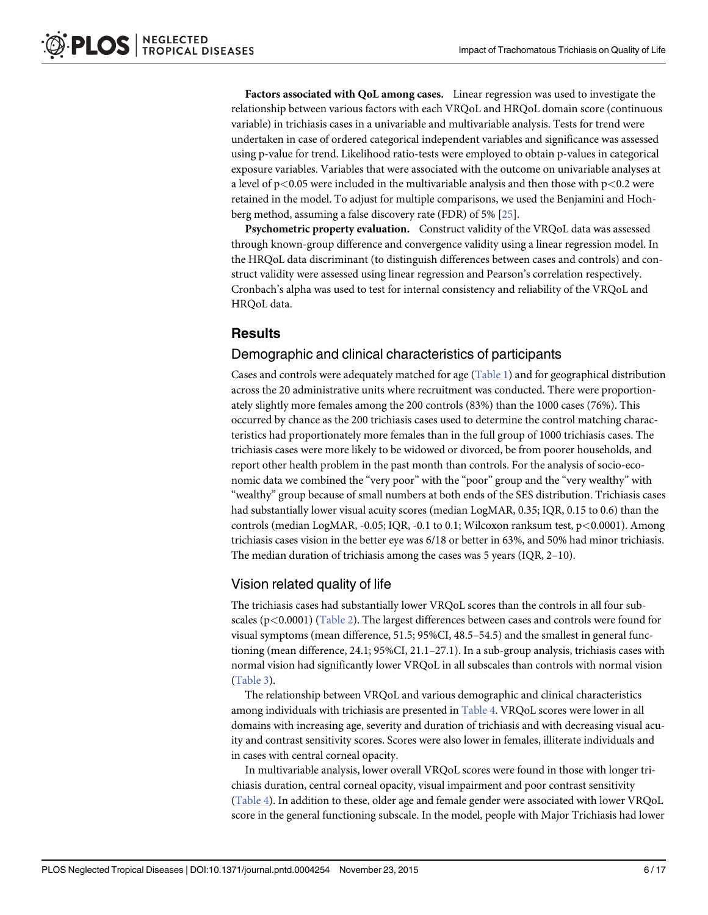**Factors associated with QoL among cases.** Linear regression was used to investigate the relationship between various factors with each VRQoL and HRQoL domain score (continuous variable) in trichiasis cases in a univariable and multivariable analysis. Tests for trend were undertaken in case of ordered categorical independent variables and significance was assessed using p-value for trend. Likelihood ratio-tests were employed to obtain p-values in categorical exposure variables. Variables that were associated with the outcome on univariable analyses at a level of $p<0.05$ were included in the multivariable analysis and then those with $p<0.2$ were retained in the model. To adjust for multiple comparisons, we used the Benjamini and Hochberg method, assuming a false discovery rate (FDR) of 5% [25].

**Psychometric property evaluation.** Construct validity of the VRQoL data was assessed through known-group difference and convergence validity using a linear regression model. In the HRQoL data discriminant (to distinguish differences between cases and controls) and construct validity were assessed using linear regression and Pearson's correlation respectively. Cronbach's alpha was used to test for internal consistency and reliability of the VRQoL and HRQoL data.

## Results

### Demographic and clinical characteristics of participants

Cases and controls were adequately matched for age (Table 1) and for geographical distribution across the 20 administrative units where recruitment was conducted. There were proportionately slightly more females among the 200 controls (83%) than the 1000 cases (76%). This occurred by chance as the 200 trichiasis cases used to determine the control matching characteristics had proportionately more females than in the full group of 1000 trichiasis cases. The trichiasis cases were more likely to be widowed or divorced, be from poorer households, and report other health problem in the past month than controls. For the analysis of socio-economic data we combined the "very poor" with the "poor" group and the "very wealthy" with "wealthy" group because of small numbers at both ends of the SES distribution. Trichiasis cases had substantially lower visual acuity scores (median LogMAR, 0.35; IQR, 0.15 to 0.6) than the controls (median LogMAR, -0.05; IQR, -0.1 to 0.1; Wilcoxon ranksum test, $p<0.0001$). Among trichiasis cases vision in the better eye was 6/18 or better in 63%, and 50% had minor trichiasis. The median duration of trichiasis among the cases was 5 years (IQR, 2–10).

### Vision related quality of life

The trichiasis cases had substantially lower VRQoL scores than the controls in all four subscales ($p<0.0001$) (Table 2). The largest differences between cases and controls were found for visual symptoms (mean difference, 51.5; 95%CI, 48.5–54.5) and the smallest in general functioning (mean difference, 24.1; 95%CI, 21.1–27.1). In a sub-group analysis, trichiasis cases with normal vision had significantly lower VRQoL in all subscales than controls with normal vision (Table 3).

The relationship between VRQoL and various demographic and clinical characteristics among individuals with trichiasis are presented in Table 4. VRQoL scores were lower in all domains with increasing age, severity and duration of trichiasis and with decreasing visual acuity and contrast sensitivity scores. Scores were also lower in females, illiterate individuals and in cases with central corneal opacity.

In multivariable analysis, lower overall VRQoL scores were found in those with longer trichiasis duration, central corneal opacity, visual impairment and poor contrast sensitivity (Table 4). In addition to these, older age and female gender were associated with lower VRQoL score in the general functioning subscale. In the model, people with Major Trichiasis had lower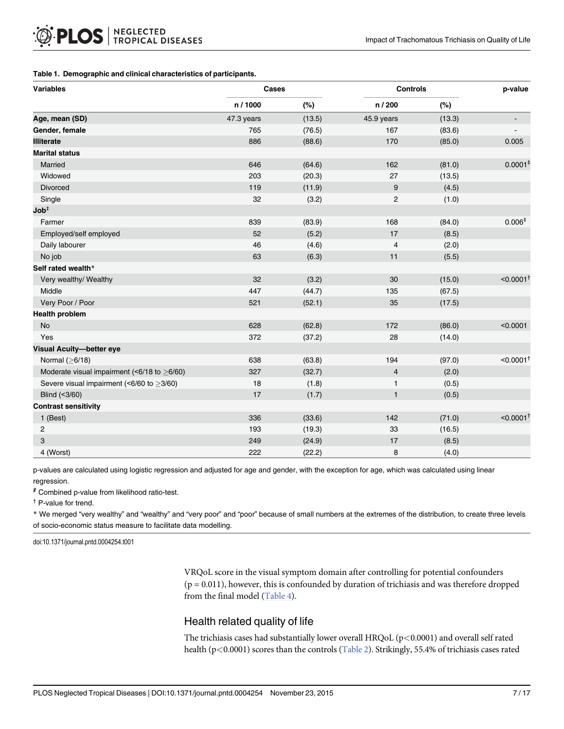**Table 1. Demographic and clinical characteristics of participants.**

| Variables | Cases | | Controls | | p-value |
|---|---|---|---|---|---|
| | n / 1000 | (%) | n / 200 | (%) | |
| **Age, mean (SD)** | 47.3 years | (13.5) | 45.9 years | (13.3) | - |
| **Gender, female** | 765 | (76.5) | 167 | (83.6) | - |
| **Illiterate** | 886 | (88.6) | 170 | (85.0) | 0.005 |
| **Marital status** | | | | | |
| Married | 646 | (64.6) | 162 | (81.0) | 0.0001[‡] |
| Widowed | 203 | (20.3) | 27 | (13.5) | |
| Divorced | 119 | (11.9) | 9 | (4.5) | |
| Single | 32 | (3.2) | 2 | (1.0) | |
| **Job**[‡] | | | | | |
| Farmer | 839 | (83.9) | 168 | (84.0) | 0.006[‡] |
| Employed/self employed | 52 | (5.2) | 17 | (8.5) | |
| Daily labourer | 46 | (4.6) | 4 | (2.0) | |
| No job | 63 | (6.3) | 11 | (5.5) | |
| **Self rated wealth*** | | | | | |
| Very wealthy/ Wealthy | 32 | (3.2) | 30 | (15.0) | <0.0001[†] |
| Middle | 447 | (44.7) | 135 | (67.5) | |
| Very Poor / Poor | 521 | (52.1) | 35 | (17.5) | |
| **Health problem** | | | | | |
| No | 628 | (62.8) | 172 | (86.0) | <0.0001 |
| Yes | 372 | (37.2) | 28 | (14.0) | |
| **Visual Acuity—better eye** | | | | | |
| Normal (≥6/18) | 638 | (63.8) | 194 | (97.0) | <0.0001[†] |
| Moderate visual impairment (<6/18 to ≥6/60) | 327 | (32.7) | 4 | (2.0) | |
| Severe visual impairment (<6/60 to ≥3/60) | 18 | (1.8) | 1 | (0.5) | |
| Blind (<3/60) | 17 | (1.7) | 1 | (0.5) | |
| **Contrast sensitivity** | | | | | |
| 1 (Best) | 336 | (33.6) | 142 | (71.0) | <0.0001[†] |
| 2 | 193 | (19.3) | 33 | (16.5) | |
| 3 | 249 | (24.9) | 17 | (8.5) | |
| 4 (Worst) | 222 | (22.2) | 8 | (4.0) | |

p-values are calculated using logistic regression and adjusted for age and gender, with the exception for age, which was calculated using linear regression.

‡ Combined p-value from likelihood ratio-test.

† P-value for trend.

* We merged "very wealthy" and "wealthy" and "very poor" and "poor" because of small numbers at the extremes of the distribution, to create three levels of socio-economic status measure to facilitate data modelling.

doi:10.1371/journal.pntd.0004254.t001

VRQoL score in the visual symptom domain after controlling for potential confounders ($p = 0.011$), however, this is confounded by duration of trichiasis and was therefore dropped from the final model (Table 4).

## Health related quality of life

The trichiasis cases had substantially lower overall HRQoL ($p<0.0001$) and overall self rated health ($p<0.0001$) scores than the controls (Table 2). Strikingly, 55.4% of trichiasis cases rated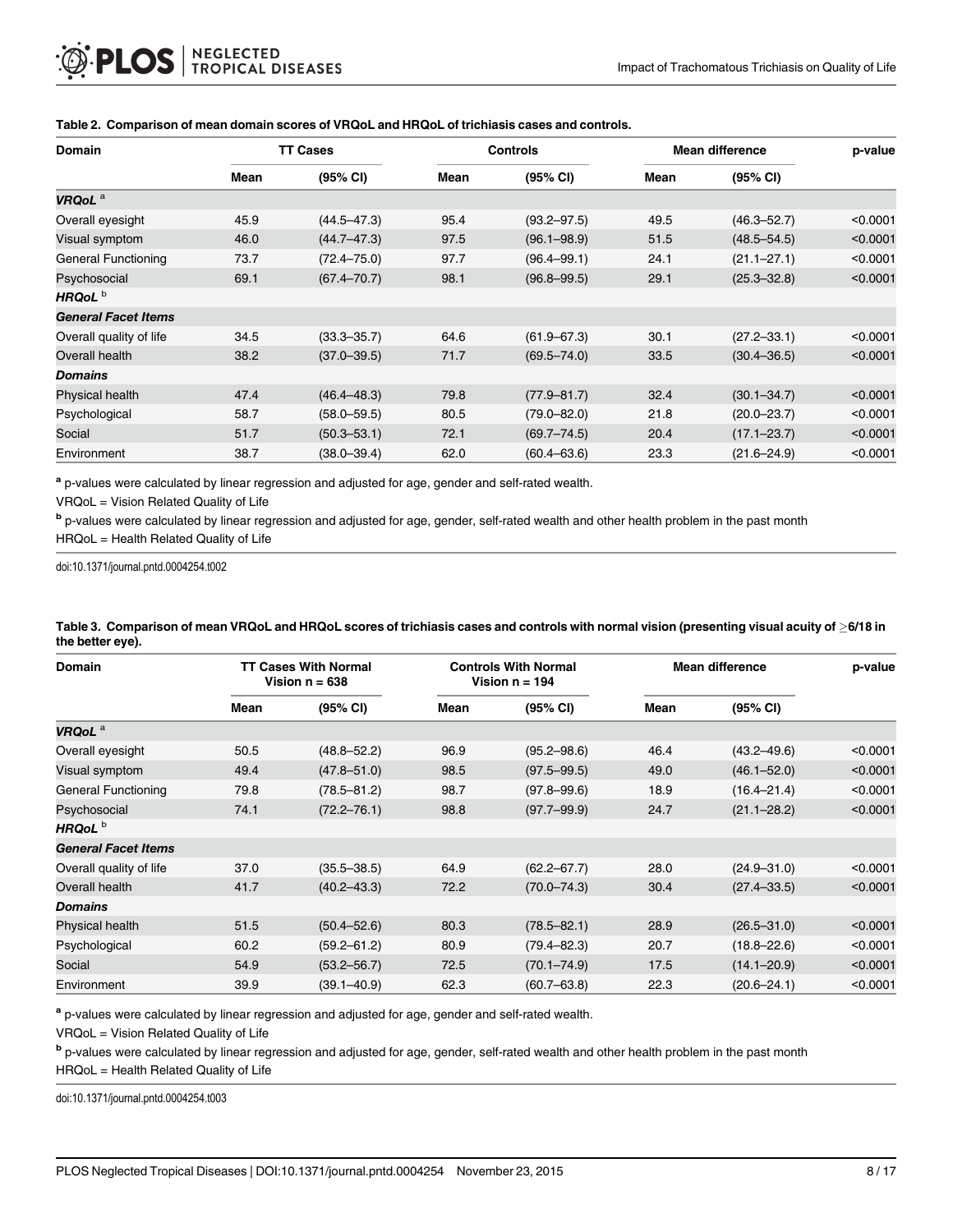**Table 2. Comparison of mean domain scores of VRQoL and HRQoL of trichiasis cases and controls.**

| Domain | TT Cases | | Controls | | Mean difference | | p-value |
|---|---|---|---|---|---|---|---|
| | Mean | (95% CI) | Mean | (95% CI) | Mean | (95% CI) | |
| ***VRQoL*** [a] | | | | | | | |
| Overall eyesight | 45.9 | (44.5–47.3) | 95.4 | (93.2–97.5) | 49.5 | (46.3–52.7) | <0.0001 |
| Visual symptom | 46.0 | (44.7–47.3) | 97.5 | (96.1–98.9) | 51.5 | (48.5–54.5) | <0.0001 |
| General Functioning | 73.7 | (72.4–75.0) | 97.7 | (96.4–99.1) | 24.1 | (21.1–27.1) | <0.0001 |
| Psychosocial | 69.1 | (67.4–70.7) | 98.1 | (96.8–99.5) | 29.1 | (25.3–32.8) | <0.0001 |
| ***HRQoL*** [b] | | | | | | | |
| ***General Facet Items*** | | | | | | | |
| Overall quality of life | 34.5 | (33.3–35.7) | 64.6 | (61.9–67.3) | 30.1 | (27.2–33.1) | <0.0001 |
| Overall health | 38.2 | (37.0–39.5) | 71.7 | (69.5–74.0) | 33.5 | (30.4–36.5) | <0.0001 |
| ***Domains*** | | | | | | | |
| Physical health | 47.4 | (46.4–48.3) | 79.8 | (77.9–81.7) | 32.4 | (30.1–34.7) | <0.0001 |
| Psychological | 58.7 | (58.0–59.5) | 80.5 | (79.0–82.0) | 21.8 | (20.0–23.7) | <0.0001 |
| Social | 51.7 | (50.3–53.1) | 72.1 | (69.7–74.5) | 20.4 | (17.1–23.7) | <0.0001 |
| Environment | 38.7 | (38.0–39.4) | 62.0 | (60.4–63.6) | 23.3 | (21.6–24.9) | <0.0001 |

[a] p-values were calculated by linear regression and adjusted for age, gender and self-rated wealth.

VRQoL = Vision Related Quality of Life

[b] p-values were calculated by linear regression and adjusted for age, gender, self-rated wealth and other health problem in the past month

HRQoL = Health Related Quality of Life

doi:10.1371/journal.pntd.0004254.t002

**Table 3. Comparison of mean VRQoL and HRQoL scores of trichiasis cases and controls with normal vision (presenting visual acuity of ≥6/18 in the better eye).**

| Domain | TT Cases With Normal Vision n = 638 | | Controls With Normal Vision n = 194 | | Mean difference | | p-value |
|---|---|---|---|---|---|---|---|
| | Mean | (95% CI) | Mean | (95% CI) | Mean | (95% CI) | |
| ***VRQoL*** [a] | | | | | | | |
| Overall eyesight | 50.5 | (48.8–52.2) | 96.9 | (95.2–98.6) | 46.4 | (43.2–49.6) | <0.0001 |
| Visual symptom | 49.4 | (47.8–51.0) | 98.5 | (97.5–99.5) | 49.0 | (46.1–52.0) | <0.0001 |
| General Functioning | 79.8 | (78.5–81.2) | 98.7 | (97.8–99.6) | 18.9 | (16.4–21.4) | <0.0001 |
| Psychosocial | 74.1 | (72.2–76.1) | 98.8 | (97.7–99.9) | 24.7 | (21.1–28.2) | <0.0001 |
| ***HRQoL*** [b] | | | | | | | |
| ***General Facet Items*** | | | | | | | |
| Overall quality of life | 37.0 | (35.5–38.5) | 64.9 | (62.2–67.7) | 28.0 | (24.9–31.0) | <0.0001 |
| Overall health | 41.7 | (40.2–43.3) | 72.2 | (70.0–74.3) | 30.4 | (27.4–33.5) | <0.0001 |
| ***Domains*** | | | | | | | |
| Physical health | 51.5 | (50.4–52.6) | 80.3 | (78.5–82.1) | 28.9 | (26.5–31.0) | <0.0001 |
| Psychological | 60.2 | (59.2–61.2) | 80.9 | (79.4–82.3) | 20.7 | (18.8–22.6) | <0.0001 |
| Social | 54.9 | (53.2–56.7) | 72.5 | (70.1–74.9) | 17.5 | (14.1–20.9) | <0.0001 |
| Environment | 39.9 | (39.1–40.9) | 62.3 | (60.7–63.8) | 22.3 | (20.6–24.1) | <0.0001 |

[a] p-values were calculated by linear regression and adjusted for age, gender and self-rated wealth.

VRQoL = Vision Related Quality of Life

[b] p-values were calculated by linear regression and adjusted for age, gender, self-rated wealth and other health problem in the past month

HRQoL = Health Related Quality of Life

doi:10.1371/journal.pntd.0004254.t003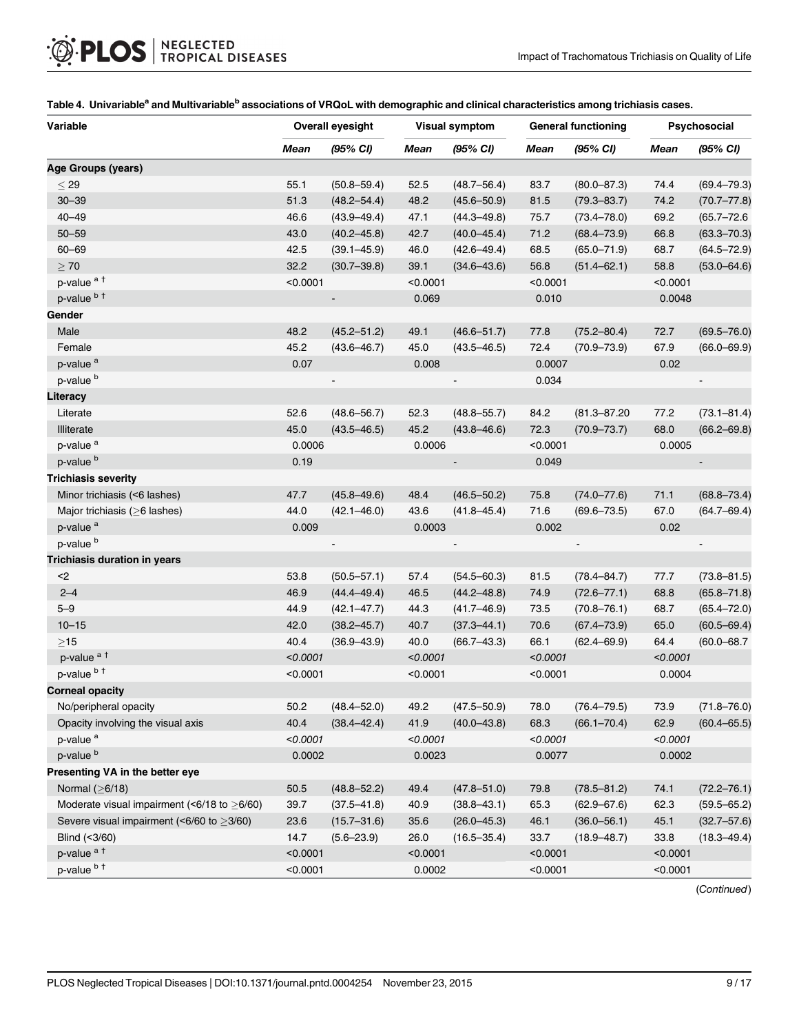**Table 4. Univariable[a] and Multivariable[b] associations of VRQoL with demographic and clinical characteristics among trichiasis cases.**

| Variable | Overall eyesight | | Visual symptom | | General functioning | | Psychosocial | |
|---|---|---|---|---|---|---|---|---|
| | *Mean* | *(95% CI)* | *Mean* | *(95% CI)* | *Mean* | *(95% CI)* | *Mean* | *(95% CI)* |
| **Age Groups (years)** | | | | | | | | |
| ≤ 29 | 55.1 | (50.8–59.4) | 52.5 | (48.7–56.4) | 83.7 | (80.0–87.3) | 74.4 | (69.4–79.3) |
| 30–39 | 51.3 | (48.2–54.4) | 48.2 | (45.6–50.9) | 81.5 | (79.3–83.7) | 74.2 | (70.7–77.8) |
| 40–49 | 46.6 | (43.9–49.4) | 47.1 | (44.3–49.8) | 75.7 | (73.4–78.0) | 69.2 | (65.7–72.6 |
| 50–59 | 43.0 | (40.2–45.8) | 42.7 | (40.0–45.4) | 71.2 | (68.4–73.9) | 66.8 | (63.3–70.3) |
| 60–69 | 42.5 | (39.1–45.9) | 46.0 | (42.6–49.4) | 68.5 | (65.0–71.9) | 68.7 | (64.5–72.9) |
| ≥ 70 | 32.2 | (30.7–39.8) | 39.1 | (34.6–43.6) | 56.8 | (51.4–62.1) | 58.8 | (53.0–64.6) |
| p-value [a †] | <0.0001 | | <0.0001 | | <0.0001 | | <0.0001 | |
| p-value [b †] | | - | 0.069 | | 0.010 | | 0.0048 | |
| **Gender** | | | | | | | | |
| Male | 48.2 | (45.2–51.2) | 49.1 | (46.6–51.7) | 77.8 | (75.2–80.4) | 72.7 | (69.5–76.0) |
| Female | 45.2 | (43.6–46.7) | 45.0 | (43.5–46.5) | 72.4 | (70.9–73.9) | 67.9 | (66.0–69.9) |
| p-value [a] | 0.07 | | 0.008 | | 0.0007 | | 0.02 | |
| p-value [b] | | - | | - | 0.034 | | | - |
| **Literacy** | | | | | | | | |
| Literate | 52.6 | (48.6–56.7) | 52.3 | (48.8–55.7) | 84.2 | (81.3–87.20 | 77.2 | (73.1–81.4) |
| Illiterate | 45.0 | (43.5–46.5) | 45.2 | (43.8–46.6) | 72.3 | (70.9–73.7) | 68.0 | (66.2–69.8) |
| p-value [a] | 0.0006 | | 0.0006 | | <0.0001 | | 0.0005 | |
| p-value [b] | 0.19 | | | - | 0.049 | | | - |
| **Trichiasis severity** | | | | | | | | |
| Minor trichiasis (<6 lashes) | 47.7 | (45.8–49.6) | 48.4 | (46.5–50.2) | 75.8 | (74.0–77.6) | 71.1 | (68.8–73.4) |
| Major trichiasis (≥6 lashes) | 44.0 | (42.1–46.0) | 43.6 | (41.8–45.4) | 71.6 | (69.6–73.5) | 67.0 | (64.7–69.4) |
| p-value [a] | 0.009 | | 0.0003 | | 0.002 | | 0.02 | |
| p-value [b] | | - | | - | | - | | - |
| **Trichiasis duration in years** | | | | | | | | |
| <2 | 53.8 | (50.5–57.1) | 57.4 | (54.5–60.3) | 81.5 | (78.4–84.7) | 77.7 | (73.8–81.5) |
| 2–4 | 46.9 | (44.4–49.4) | 46.5 | (44.2–48.8) | 74.9 | (72.6–77.1) | 68.8 | (65.8–71.8) |
| 5–9 | 44.9 | (42.1–47.7) | 44.3 | (41.7–46.9) | 73.5 | (70.8–76.1) | 68.7 | (65.4–72.0) |
| 10–15 | 42.0 | (38.2–45.7) | 40.7 | (37.3–44.1) | 70.6 | (67.4–73.9) | 65.0 | (60.5–69.4) |
| ≥15 | 40.4 | (36.9–43.9) | 40.0 | (66.7–43.3) | 66.1 | (62.4–69.9) | 64.4 | (60.0–68.7 |
| p-value [a †] | *<0.0001* | | *<0.0001* | | *<0.0001* | | *<0.0001* | |
| p-value [b †] | <0.0001 | | <0.0001 | | <0.0001 | | 0.0004 | |
| **Corneal opacity** | | | | | | | | |
| No/peripheral opacity | 50.2 | (48.4–52.0) | 49.2 | (47.5–50.9) | 78.0 | (76.4–79.5) | 73.9 | (71.8–76.0) |
| Opacity involving the visual axis | 40.4 | (38.4–42.4) | 41.9 | (40.0–43.8) | 68.3 | (66.1–70.4) | 62.9 | (60.4–65.5) |
| p-value [a] | *<0.0001* | | *<0.0001* | | *<0.0001* | | *<0.0001* | |
| p-value [b] | 0.0002 | | 0.0023 | | 0.0077 | | 0.0002 | |
| **Presenting VA in the better eye** | | | | | | | | |
| Normal (≥6/18) | 50.5 | (48.8–52.2) | 49.4 | (47.8–51.0) | 79.8 | (78.5–81.2) | 74.1 | (72.2–76.1) |
| Moderate visual impairment (<6/18 to ≥6/60) | 39.7 | (37.5–41.8) | 40.9 | (38.8–43.1) | 65.3 | (62.9–67.6) | 62.3 | (59.5–65.2) |
| Severe visual impairment (<6/60 to ≥3/60) | 23.6 | (15.7–31.6) | 35.6 | (26.0–45.3) | 46.1 | (36.0–56.1) | 45.1 | (32.7–57.6) |
| Blind (<3/60) | 14.7 | (5.6–23.9) | 26.0 | (16.5–35.4) | 33.7 | (18.9–48.7) | 33.8 | (18.3–49.4) |
| p-value [a †] | <0.0001 | | <0.0001 | | <0.0001 | | <0.0001 | |
| p-value [b †] | <0.0001 | | 0.0002 | | <0.0001 | | <0.0001 | |

(*Continued*)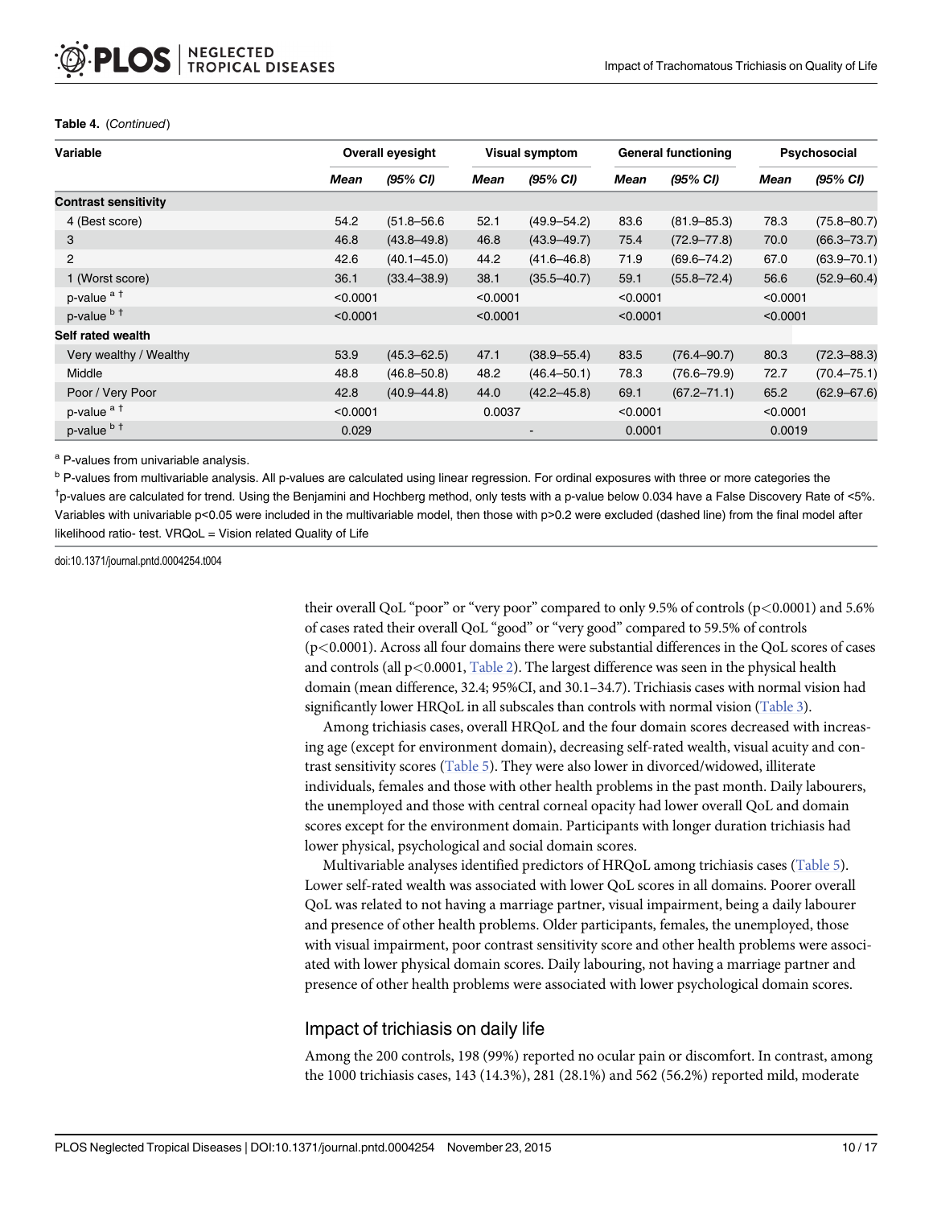**Table 4.** (*Continued*)

| Variable | Overall eyesight | | Visual symptom | | General functioning | | Psychosocial | |
|---|---|---|---|---|---|---|---|---|
| | *Mean* | *(95% CI)* | *Mean* | *(95% CI)* | *Mean* | *(95% CI)* | *Mean* | *(95% CI)* |
| **Contrast sensitivity** | | | | | | | | |
| 4 (Best score) | 54.2 | (51.8–56.6 | 52.1 | (49.9–54.2) | 83.6 | (81.9–85.3) | 78.3 | (75.8–80.7) |
| 3 | 46.8 | (43.8–49.8) | 46.8 | (43.9–49.7) | 75.4 | (72.9–77.8) | 70.0 | (66.3–73.7) |
| 2 | 42.6 | (40.1–45.0) | 44.2 | (41.6–46.8) | 71.9 | (69.6–74.2) | 67.0 | (63.9–70.1) |
| 1 (Worst score) | 36.1 | (33.4–38.9) | 38.1 | (35.5–40.7) | 59.1 | (55.8–72.4) | 56.6 | (52.9–60.4) |
| p-value [a †] | <0.0001 | | <0.0001 | | <0.0001 | | <0.0001 | |
| p-value [b †] | <0.0001 | | <0.0001 | | <0.0001 | | <0.0001 | |
| **Self rated wealth** | | | | | | | | |
| Very wealthy / Wealthy | 53.9 | (45.3–62.5) | 47.1 | (38.9–55.4) | 83.5 | (76.4–90.7) | 80.3 | (72.3–88.3) |
| Middle | 48.8 | (46.8–50.8) | 48.2 | (46.4–50.1) | 78.3 | (76.6–79.9) | 72.7 | (70.4–75.1) |
| Poor / Very Poor | 42.8 | (40.9–44.8) | 44.0 | (42.2–45.8) | 69.1 | (67.2–71.1) | 65.2 | (62.9–67.6) |
| p-value [a †] | <0.0001 | | 0.0037 | | <0.0001 | | <0.0001 | |
| p-value [b †] | 0.029 | | - | | 0.0001 | | 0.0019 | |

[a] P-values from univariable analysis.

[b] P-values from multivariable analysis. All p-values are calculated using linear regression. For ordinal exposures with three or more categories the

[†]p-values are calculated for trend. Using the Benjamini and Hochberg method, only tests with a p-value below 0.034 have a False Discovery Rate of <5%. Variables with univariable p<0.05 were included in the multivariable model, then those with p>0.2 were excluded (dashed line) from the final model after likelihood ratio- test. VRQoL = Vision related Quality of Life

doi:10.1371/journal.pntd.0004254.t004

their overall QoL "poor" or "very poor" compared to only 9.5% of controls ($p<0.0001$) and 5.6% of cases rated their overall QoL "good" or "very good" compared to 59.5% of controls ($p<0.0001$). Across all four domains there were substantial differences in the QoL scores of cases and controls (all $p<0.0001$, Table 2). The largest difference was seen in the physical health domain (mean difference, 32.4; 95%CI, and 30.1–34.7). Trichiasis cases with normal vision had significantly lower HRQoL in all subscales than controls with normal vision (Table 3).

Among trichiasis cases, overall HRQoL and the four domain scores decreased with increasing age (except for environment domain), decreasing self-rated wealth, visual acuity and contrast sensitivity scores (Table 5). They were also lower in divorced/widowed, illiterate individuals, females and those with other health problems in the past month. Daily labourers, the unemployed and those with central corneal opacity had lower overall QoL and domain scores except for the environment domain. Participants with longer duration trichiasis had lower physical, psychological and social domain scores.

Multivariable analyses identified predictors of HRQoL among trichiasis cases (Table 5). Lower self-rated wealth was associated with lower QoL scores in all domains. Poorer overall QoL was related to not having a marriage partner, visual impairment, being a daily labourer and presence of other health problems. Older participants, females, the unemployed, those with visual impairment, poor contrast sensitivity score and other health problems were associated with lower physical domain scores. Daily labouring, not having a marriage partner and presence of other health problems were associated with lower psychological domain scores.

## Impact of trichiasis on daily life

Among the 200 controls, 198 (99%) reported no ocular pain or discomfort. In contrast, among the 1000 trichiasis cases, 143 (14.3%), 281 (28.1%) and 562 (56.2%) reported mild, moderate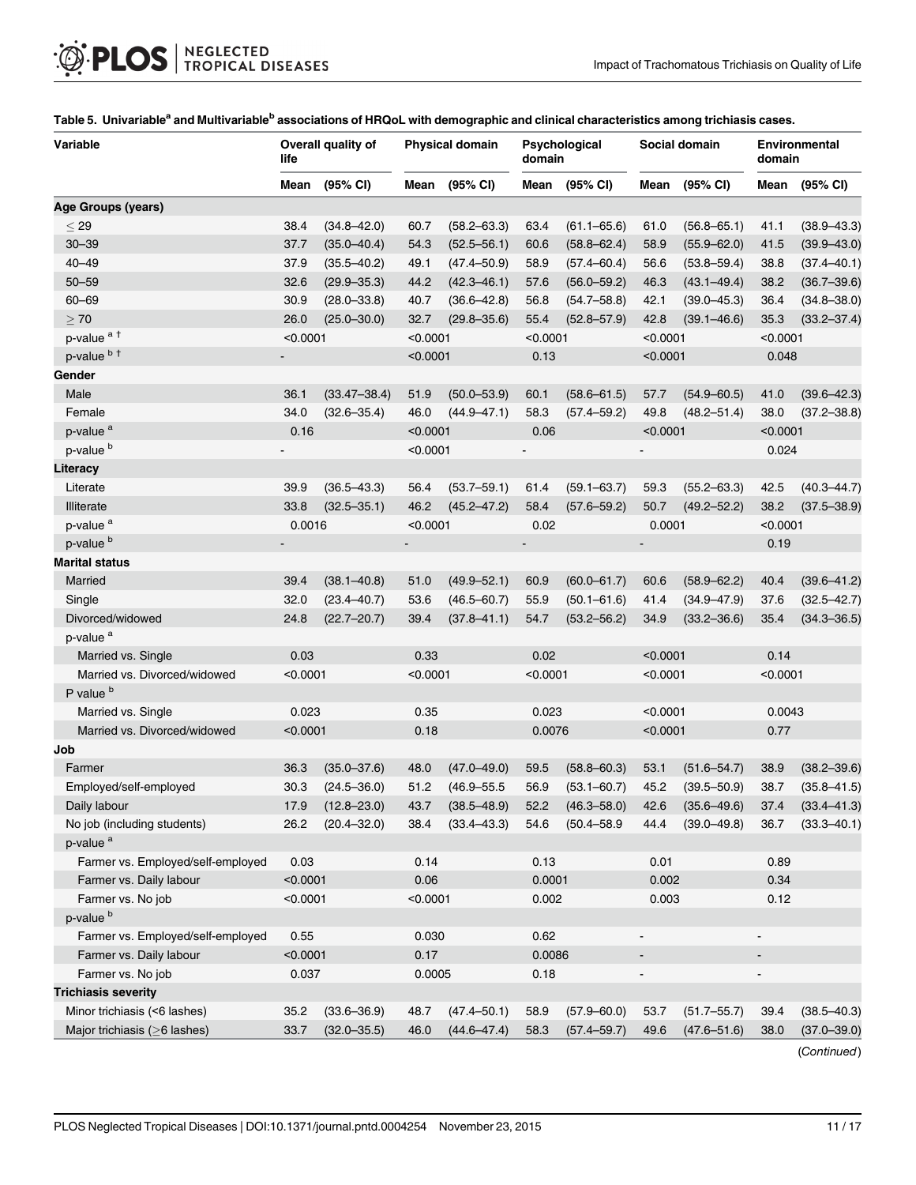**Table 5. Univariable[a] and Multivariable[b] associations of HRQoL with demographic and clinical characteristics among trichiasis cases.**

| Variable | Overall quality of life | | Physical domain | | Psychological domain | | Social domain | | Environmental domain | |
|---|---|---|---|---|---|---|---|---|---|---|
| | Mean | (95% CI) | Mean | (95% CI) | Mean | (95% CI) | Mean | (95% CI) | Mean | (95% CI) |
| **Age Groups (years)** | | | | | | | | | | |
| ≤ 29 | 38.4 | (34.8–42.0) | 60.7 | (58.2–63.3) | 63.4 | (61.1–65.6) | 61.0 | (56.8–65.1) | 41.1 | (38.9–43.3) |
| 30–39 | 37.7 | (35.0–40.4) | 54.3 | (52.5–56.1) | 60.6 | (58.8–62.4) | 58.9 | (55.9–62.0) | 41.5 | (39.9–43.0) |
| 40–49 | 37.9 | (35.5–40.2) | 49.1 | (47.4–50.9) | 58.9 | (57.4–60.4) | 56.6 | (53.8–59.4) | 38.8 | (37.4–40.1) |
| 50–59 | 32.6 | (29.9–35.3) | 44.2 | (42.3–46.1) | 57.6 | (56.0–59.2) | 46.3 | (43.1–49.4) | 38.2 | (36.7–39.6) |
| 60–69 | 30.9 | (28.0–33.8) | 40.7 | (36.6–42.8) | 56.8 | (54.7–58.8) | 42.1 | (39.0–45.3) | 36.4 | (34.8–38.0) |
| ≥ 70 | 26.0 | (25.0–30.0) | 32.7 | (29.8–35.6) | 55.4 | (52.8–57.9) | 42.8 | (39.1–46.6) | 35.3 | (33.2–37.4) |
| p-value [a †] | <0.0001 | | <0.0001 | | <0.0001 | | <0.0001 | | <0.0001 | |
| p-value [b †] | - | | <0.0001 | | 0.13 | | <0.0001 | | 0.048 | |
| **Gender** | | | | | | | | | | |
| Male | 36.1 | (33.47–38.4) | 51.9 | (50.0–53.9) | 60.1 | (58.6–61.5) | 57.7 | (54.9–60.5) | 41.0 | (39.6–42.3) |
| Female | 34.0 | (32.6–35.4) | 46.0 | (44.9–47.1) | 58.3 | (57.4–59.2) | 49.8 | (48.2–51.4) | 38.0 | (37.2–38.8) |
| p-value [a] | 0.16 | | <0.0001 | | 0.06 | | <0.0001 | | <0.0001 | |
| p-value [b] | - | | <0.0001 | | - | | - | | 0.024 | |
| **Literacy** | | | | | | | | | | |
| Literate | 39.9 | (36.5–43.3) | 56.4 | (53.7–59.1) | 61.4 | (59.1–63.7) | 59.3 | (55.2–63.3) | 42.5 | (40.3–44.7) |
| Illiterate | 33.8 | (32.5–35.1) | 46.2 | (45.2–47.2) | 58.4 | (57.6–59.2) | 50.7 | (49.2–52.2) | 38.2 | (37.5–38.9) |
| p-value [a] | 0.0016 | | <0.0001 | | 0.02 | | 0.0001 | | <0.0001 | |
| p-value [b] | - | | - | | - | | - | | 0.19 | |
| **Marital status** | | | | | | | | | | |
| Married | 39.4 | (38.1–40.8) | 51.0 | (49.9–52.1) | 60.9 | (60.0–61.7) | 60.6 | (58.9–62.2) | 40.4 | (39.6–41.2) |
| Single | 32.0 | (23.4–40.7) | 53.6 | (46.5–60.7) | 55.9 | (50.1–61.6) | 41.4 | (34.9–47.9) | 37.6 | (32.5–42.7) |
| Divorced/widowed | 24.8 | (22.7–20.7) | 39.4 | (37.8–41.1) | 54.7 | (53.2–56.2) | 34.9 | (33.2–36.6) | 35.4 | (34.3–36.5) |
| p-value [a] | | | | | | | | | | |
| Married vs. Single | 0.03 | | 0.33 | | 0.02 | | <0.0001 | | 0.14 | |
| Married vs. Divorced/widowed | <0.0001 | | <0.0001 | | <0.0001 | | <0.0001 | | <0.0001 | |
| P value [b] | | | | | | | | | | |
| Married vs. Single | 0.023 | | 0.35 | | 0.023 | | <0.0001 | | 0.0043 | |
| Married vs. Divorced/widowed | <0.0001 | | 0.18 | | 0.0076 | | <0.0001 | | 0.77 | |
| **Job** | | | | | | | | | | |
| Farmer | 36.3 | (35.0–37.6) | 48.0 | (47.0–49.0) | 59.5 | (58.8–60.3) | 53.1 | (51.6–54.7) | 38.9 | (38.2–39.6) |
| Employed/self-employed | 30.3 | (24.5–36.0) | 51.2 | (46.9–55.5 | 56.9 | (53.1–60.7) | 45.2 | (39.5–50.9) | 38.7 | (35.8–41.5) |
| Daily labour | 17.9 | (12.8–23.0) | 43.7 | (38.5–48.9) | 52.2 | (46.3–58.0) | 42.6 | (35.6–49.6) | 37.4 | (33.4–41.3) |
| No job (including students) | 26.2 | (20.4–32.0) | 38.4 | (33.4–43.3) | 54.6 | (50.4–58.9 | 44.4 | (39.0–49.8) | 36.7 | (33.3–40.1) |
| p-value [a] | | | | | | | | | | |
| Farmer vs. Employed/self-employed | 0.03 | | 0.14 | | 0.13 | | 0.01 | | 0.89 | |
| Farmer vs. Daily labour | <0.0001 | | 0.06 | | 0.0001 | | 0.002 | | 0.34 | |
| Farmer vs. No job | <0.0001 | | <0.0001 | | 0.002 | | 0.003 | | 0.12 | |
| p-value [b] | | | | | | | | | | |
| Farmer vs. Employed/self-employed | 0.55 | | 0.030 | | 0.62 | | - | | - | |
| Farmer vs. Daily labour | <0.0001 | | 0.17 | | 0.0086 | | - | | - | |
| Farmer vs. No job | 0.037 | | 0.0005 | | 0.18 | | - | | - | |
| **Trichiasis severity** | | | | | | | | | | |
| Minor trichiasis (<6 lashes) | 35.2 | (33.6–36.9) | 48.7 | (47.4–50.1) | 58.9 | (57.9–60.0) | 53.7 | (51.7–55.7) | 39.4 | (38.5–40.3) |
| Major trichiasis (≥6 lashes) | 33.7 | (32.0–35.5) | 46.0 | (44.6–47.4) | 58.3 | (57.4–59.7) | 49.6 | (47.6–51.6) | 38.0 | (37.0–39.0) |

(*Continued*)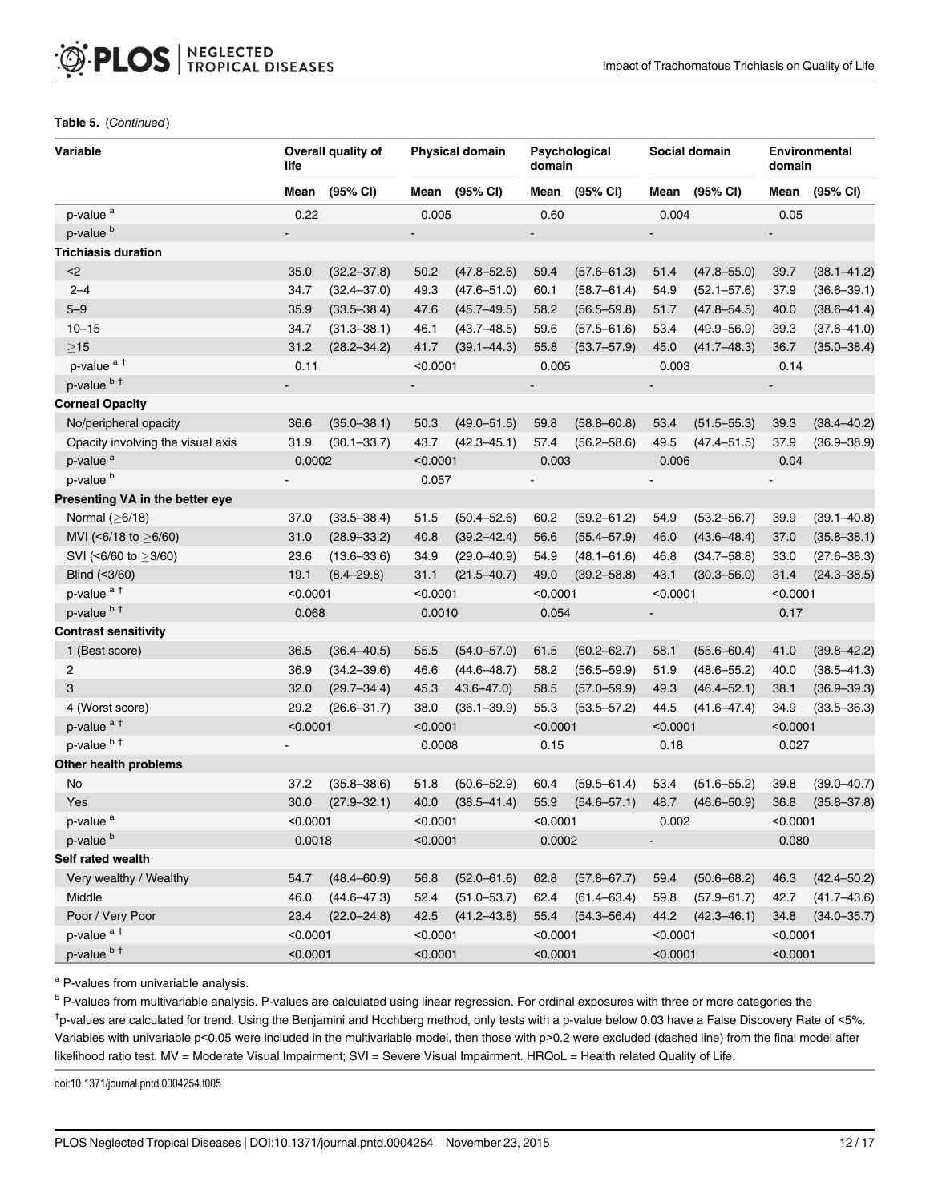**Table 5.** (*Continued*)

| Variable | Overall quality of life | | Physical domain | | Psychological domain | | Social domain | | Environmental domain | |
|---|---|---|---|---|---|---|---|---|---|---|
| | Mean | (95% CI) | Mean | (95% CI) | Mean | (95% CI) | Mean | (95% CI) | Mean | (95% CI) |
| p-value [a] | 0.22 | | 0.005 | | 0.60 | | 0.004 | | 0.05 | |
| p-value [b] | - | | - | | - | | - | | - | |
| **Trichiasis duration** | | | | | | | | | | |
| <2 | 35.0 | (32.2–37.8) | 50.2 | (47.8–52.6) | 59.4 | (57.6–61.3) | 51.4 | (47.8–55.0) | 39.7 | (38.1–41.2) |
| 2–4 | 34.7 | (32.4–37.0) | 49.3 | (47.6–51.0) | 60.1 | (58.7–61.4) | 54.9 | (52.1–57.6) | 37.9 | (36.6–39.1) |
| 5–9 | 35.9 | (33.5–38.4) | 47.6 | (45.7–49.5) | 58.2 | (56.5–59.8) | 51.7 | (47.8–54.5) | 40.0 | (38.6–41.4) |
| 10–15 | 34.7 | (31.3–38.1) | 46.1 | (43.7–48.5) | 59.6 | (57.5–61.6) | 53.4 | (49.9–56.9) | 39.3 | (37.6–41.0) |
| ≥15 | 31.2 | (28.2–34.2) | 41.7 | (39.1–44.3) | 55.8 | (53.7–57.9) | 45.0 | (41.7–48.3) | 36.7 | (35.0–38.4) |
| p-value [a †] | 0.11 | | <0.0001 | | 0.005 | | 0.003 | | 0.14 | |
| p-value [b †] | - | | - | | - | | - | | - | |
| **Corneal Opacity** | | | | | | | | | | |
| No/peripheral opacity | 36.6 | (35.0–38.1) | 50.3 | (49.0–51.5) | 59.8 | (58.8–60.8) | 53.4 | (51.5–55.3) | 39.3 | (38.4–40.2) |
| Opacity involving the visual axis | 31.9 | (30.1–33.7) | 43.7 | (42.3–45.1) | 57.4 | (56.2–58.6) | 49.5 | (47.4–51.5) | 37.9 | (36.9–38.9) |
| p-value [a] | 0.0002 | | <0.0001 | | 0.003 | | 0.006 | | 0.04 | |
| p-value [b] | - | | 0.057 | | - | | - | | - | |
| **Presenting VA in the better eye** | | | | | | | | | | |
| Normal (≥6/18) | 37.0 | (33.5–38.4) | 51.5 | (50.4–52.6) | 60.2 | (59.2–61.2) | 54.9 | (53.2–56.7) | 39.9 | (39.1–40.8) |
| MVI (<6/18 to ≥6/60) | 31.0 | (28.9–33.2) | 40.8 | (39.2–42.4) | 56.6 | (55.4–57.9) | 46.0 | (43.6–48.4) | 37.0 | (35.8–38.1) |
| SVI (<6/60 to ≥3/60) | 23.6 | (13.6–33.6) | 34.9 | (29.0–40.9) | 54.9 | (48.1–61.6) | 46.8 | (34.7–58.8) | 33.0 | (27.6–38.3) |
| Blind (<3/60) | 19.1 | (8.4–29.8) | 31.1 | (21.5–40.7) | 49.0 | (39.2–58.8) | 43.1 | (30.3–56.0) | 31.4 | (24.3–38.5) |
| p-value [a †] | <0.0001 | | <0.0001 | | <0.0001 | | <0.0001 | | <0.0001 | |
| p-value [b †] | 0.068 | | 0.0010 | | 0.054 | | - | | 0.17 | |
| **Contrast sensitivity** | | | | | | | | | | |
| 1 (Best score) | 36.5 | (36.4–40.5) | 55.5 | (54.0–57.0) | 61.5 | (60.2–62.7) | 58.1 | (55.6–60.4) | 41.0 | (39.8–42.2) |
| 2 | 36.9 | (34.2–39.6) | 46.6 | (44.6–48.7) | 58.2 | (56.5–59.9) | 51.9 | (48.6–55.2) | 40.0 | (38.5–41.3) |
| 3 | 32.0 | (29.7–34.4) | 45.3 | 43.6–47.0) | 58.5 | (57.0–59.9) | 49.3 | (46.4–52.1) | 38.1 | (36.9–39.3) |
| 4 (Worst score) | 29.2 | (26.6–31.7) | 38.0 | (36.1–39.9) | 55.3 | (53.5–57.2) | 44.5 | (41.6–47.4) | 34.9 | (33.5–36.3) |
| p-value [a †] | <0.0001 | | <0.0001 | | <0.0001 | | <0.0001 | | <0.0001 | |
| p-value [b †] | - | | 0.0008 | | 0.15 | | 0.18 | | 0.027 | |
| **Other health problems** | | | | | | | | | | |
| No | 37.2 | (35.8–38.6) | 51.8 | (50.6–52.9) | 60.4 | (59.5–61.4) | 53.4 | (51.6–55.2) | 39.8 | (39.0–40.7) |
| Yes | 30.0 | (27.9–32.1) | 40.0 | (38.5–41.4) | 55.9 | (54.6–57.1) | 48.7 | (46.6–50.9) | 36.8 | (35.8–37.8) |
| p-value [a] | <0.0001 | | <0.0001 | | <0.0001 | | 0.002 | | <0.0001 | |
| p-value [b] | 0.0018 | | <0.0001 | | 0.0002 | | - | | 0.080 | |
| **Self rated wealth** | | | | | | | | | | |
| Very wealthy / Wealthy | 54.7 | (48.4–60.9) | 56.8 | (52.0–61.6) | 62.8 | (57.8–67.7) | 59.4 | (50.6–68.2) | 46.3 | (42.4–50.2) |
| Middle | 46.0 | (44.6–47.3) | 52.4 | (51.0–53.7) | 62.4 | (61.4–63.4) | 59.8 | (57.9–61.7) | 42.7 | (41.7–43.6) |
| Poor / Very Poor | 23.4 | (22.0–24.8) | 42.5 | (41.2–43.8) | 55.4 | (54.3–56.4) | 44.2 | (42.3–46.1) | 34.8 | (34.0–35.7) |
| p-value [a †] | <0.0001 | | <0.0001 | | <0.0001 | | <0.0001 | | <0.0001 | |
| p-value [b †] | <0.0001 | | <0.0001 | | <0.0001 | | <0.0001 | | <0.0001 | |

[a] P-values from univariable analysis.

[b] P-values from multivariable analysis. P-values are calculated using linear regression. For ordinal exposures with three or more categories the

[†]p-values are calculated for trend. Using the Benjamini and Hochberg method, only tests with a p-value below 0.03 have a False Discovery Rate of <5%. Variables with univariable p<0.05 were included in the multivariable model, then those with p>0.2 were excluded (dashed line) from the final model after likelihood ratio test. MV = Moderate Visual Impairment; SVI = Severe Visual Impairment. HRQoL = Health related Quality of Life.

doi:10.1371/journal.pntd.0004254.t005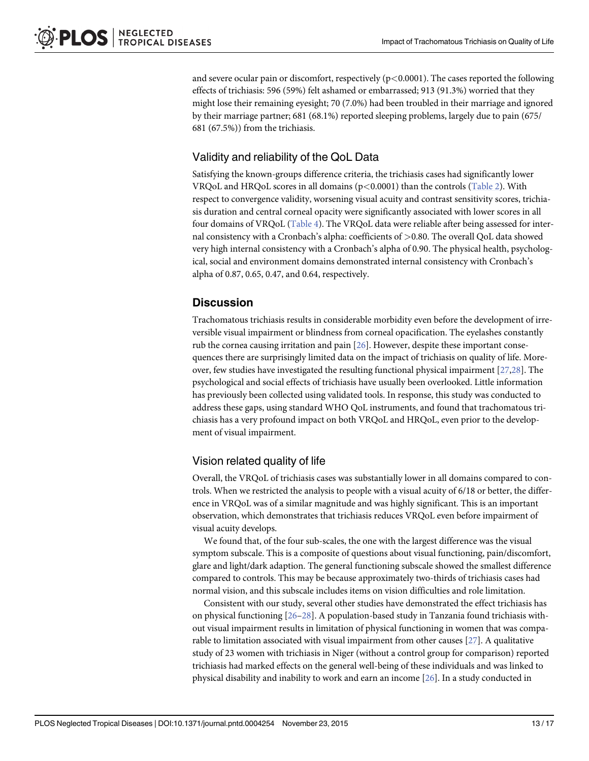and severe ocular pain or discomfort, respectively ($p<0.0001$). The cases reported the following effects of trichiasis: 596 (59%) felt ashamed or embarrassed; 913 (91.3%) worried that they might lose their remaining eyesight; 70 (7.0%) had been troubled in their marriage and ignored by their marriage partner; 681 (68.1%) reported sleeping problems, largely due to pain (675/681 (67.5%)) from the trichiasis.

## Validity and reliability of the QoL Data

Satisfying the known-groups difference criteria, the trichiasis cases had significantly lower VRQoL and HRQoL scores in all domains ($p<0.0001$) than the controls (Table 2). With respect to convergence validity, worsening visual acuity and contrast sensitivity scores, trichiasis duration and central corneal opacity were significantly associated with lower scores in all four domains of VRQoL (Table 4). The VRQoL data were reliable after being assessed for internal consistency with a Cronbach's alpha: coefficients of $>0.80$. The overall QoL data showed very high internal consistency with a Cronbach's alpha of 0.90. The physical health, psychological, social and environment domains demonstrated internal consistency with Cronbach's alpha of 0.87, 0.65, 0.47, and 0.64, respectively.

# Discussion

Trachomatous trichiasis results in considerable morbidity even before the development of irreversible visual impairment or blindness from corneal opacification. The eyelashes constantly rub the cornea causing irritation and pain [26]. However, despite these important consequences there are surprisingly limited data on the impact of trichiasis on quality of life. Moreover, few studies have investigated the resulting functional physical impairment [27,28]. The psychological and social effects of trichiasis have usually been overlooked. Little information has previously been collected using validated tools. In response, this study was conducted to address these gaps, using standard WHO QoL instruments, and found that trachomatous trichiasis has a very profound impact on both VRQoL and HRQoL, even prior to the development of visual impairment.

## Vision related quality of life

Overall, the VRQoL of trichiasis cases was substantially lower in all domains compared to controls. When we restricted the analysis to people with a visual acuity of 6/18 or better, the difference in VRQoL was of a similar magnitude and was highly significant. This is an important observation, which demonstrates that trichiasis reduces VRQoL even before impairment of visual acuity develops.

We found that, of the four sub-scales, the one with the largest difference was the visual symptom subscale. This is a composite of questions about visual functioning, pain/discomfort, glare and light/dark adaption. The general functioning subscale showed the smallest difference compared to controls. This may be because approximately two-thirds of trichiasis cases had normal vision, and this subscale includes items on vision difficulties and role limitation.

Consistent with our study, several other studies have demonstrated the effect trichiasis has on physical functioning [26–28]. A population-based study in Tanzania found trichiasis without visual impairment results in limitation of physical functioning in women that was comparable to limitation associated with visual impairment from other causes [27]. A qualitative study of 23 women with trichiasis in Niger (without a control group for comparison) reported trichiasis had marked effects on the general well-being of these individuals and was linked to physical disability and inability to work and earn an income [26]. In a study conducted in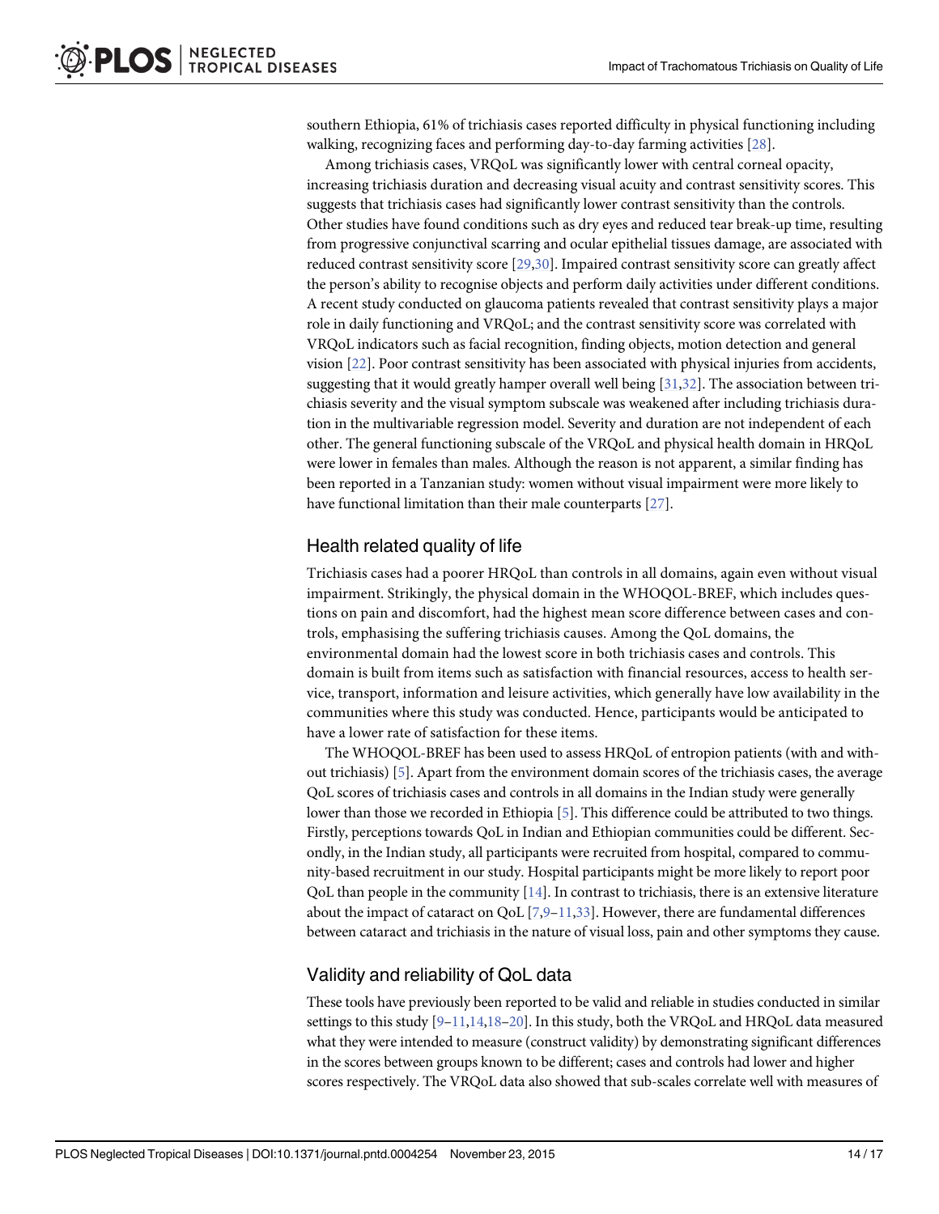southern Ethiopia, 61% of trichiasis cases reported difficulty in physical functioning including walking, recognizing faces and performing day-to-day farming activities [28].

Among trichiasis cases, VRQoL was significantly lower with central corneal opacity, increasing trichiasis duration and decreasing visual acuity and contrast sensitivity scores. This suggests that trichiasis cases had significantly lower contrast sensitivity than the controls. Other studies have found conditions such as dry eyes and reduced tear break-up time, resulting from progressive conjunctival scarring and ocular epithelial tissues damage, are associated with reduced contrast sensitivity score [29,30]. Impaired contrast sensitivity score can greatly affect the person's ability to recognise objects and perform daily activities under different conditions. A recent study conducted on glaucoma patients revealed that contrast sensitivity plays a major role in daily functioning and VRQoL; and the contrast sensitivity score was correlated with VRQoL indicators such as facial recognition, finding objects, motion detection and general vision [22]. Poor contrast sensitivity has been associated with physical injuries from accidents, suggesting that it would greatly hamper overall well being [31,32]. The association between trichiasis severity and the visual symptom subscale was weakened after including trichiasis duration in the multivariable regression model. Severity and duration are not independent of each other. The general functioning subscale of the VRQoL and physical health domain in HRQoL were lower in females than males. Although the reason is not apparent, a similar finding has been reported in a Tanzanian study: women without visual impairment were more likely to have functional limitation than their male counterparts [27].

## Health related quality of life

Trichiasis cases had a poorer HRQoL than controls in all domains, again even without visual impairment. Strikingly, the physical domain in the WHOQOL-BREF, which includes questions on pain and discomfort, had the highest mean score difference between cases and controls, emphasising the suffering trichiasis causes. Among the QoL domains, the environmental domain had the lowest score in both trichiasis cases and controls. This domain is built from items such as satisfaction with financial resources, access to health service, transport, information and leisure activities, which generally have low availability in the communities where this study was conducted. Hence, participants would be anticipated to have a lower rate of satisfaction for these items.

The WHOQOL-BREF has been used to assess HRQoL of entropion patients (with and without trichiasis) [5]. Apart from the environment domain scores of the trichiasis cases, the average QoL scores of trichiasis cases and controls in all domains in the Indian study were generally lower than those we recorded in Ethiopia [5]. This difference could be attributed to two things. Firstly, perceptions towards QoL in Indian and Ethiopian communities could be different. Secondly, in the Indian study, all participants were recruited from hospital, compared to community-based recruitment in our study. Hospital participants might be more likely to report poor QoL than people in the community [14]. In contrast to trichiasis, there is an extensive literature about the impact of cataract on QoL [7,9–11,33]. However, there are fundamental differences between cataract and trichiasis in the nature of visual loss, pain and other symptoms they cause.

## Validity and reliability of QoL data

These tools have previously been reported to be valid and reliable in studies conducted in similar settings to this study [9–11,14,18–20]. In this study, both the VRQoL and HRQoL data measured what they were intended to measure (construct validity) by demonstrating significant differences in the scores between groups known to be different; cases and controls had lower and higher scores respectively. The VRQoL data also showed that sub-scales correlate well with measures of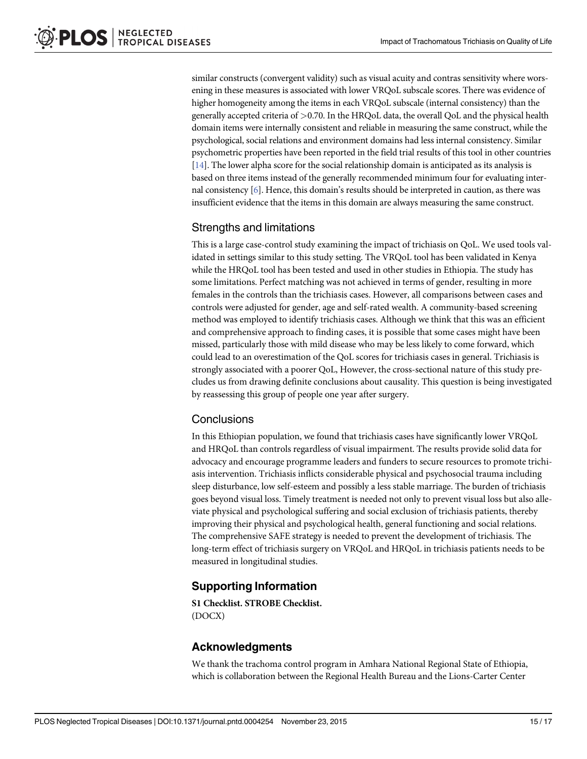similar constructs (convergent validity) such as visual acuity and contras sensitivity where worsening in these measures is associated with lower VRQoL subscale scores. There was evidence of higher homogeneity among the items in each VRQoL subscale (internal consistency) than the generally accepted criteria of >0.70. In the HRQoL data, the overall QoL and the physical health domain items were internally consistent and reliable in measuring the same construct, while the psychological, social relations and environment domains had less internal consistency. Similar psychometric properties have been reported in the field trial results of this tool in other countries [14]. The lower alpha score for the social relationship domain is anticipated as its analysis is based on three items instead of the generally recommended minimum four for evaluating internal consistency [6]. Hence, this domain's results should be interpreted in caution, as there was insufficient evidence that the items in this domain are always measuring the same construct.

## Strengths and limitations

This is a large case-control study examining the impact of trichiasis on QoL. We used tools validated in settings similar to this study setting. The VRQoL tool has been validated in Kenya while the HRQoL tool has been tested and used in other studies in Ethiopia. The study has some limitations. Perfect matching was not achieved in terms of gender, resulting in more females in the controls than the trichiasis cases. However, all comparisons between cases and controls were adjusted for gender, age and self-rated wealth. A community-based screening method was employed to identify trichiasis cases. Although we think that this was an efficient and comprehensive approach to finding cases, it is possible that some cases might have been missed, particularly those with mild disease who may be less likely to come forward, which could lead to an overestimation of the QoL scores for trichiasis cases in general. Trichiasis is strongly associated with a poorer QoL, However, the cross-sectional nature of this study precludes us from drawing definite conclusions about causality. This question is being investigated by reassessing this group of people one year after surgery.

## Conclusions

In this Ethiopian population, we found that trichiasis cases have significantly lower VRQoL and HRQoL than controls regardless of visual impairment. The results provide solid data for advocacy and encourage programme leaders and funders to secure resources to promote trichiasis intervention. Trichiasis inflicts considerable physical and psychosocial trauma including sleep disturbance, low self-esteem and possibly a less stable marriage. The burden of trichiasis goes beyond visual loss. Timely treatment is needed not only to prevent visual loss but also alleviate physical and psychological suffering and social exclusion of trichiasis patients, thereby improving their physical and psychological health, general functioning and social relations. The comprehensive SAFE strategy is needed to prevent the development of trichiasis. The long-term effect of trichiasis surgery on VRQoL and HRQoL in trichiasis patients needs to be measured in longitudinal studies.

# Supporting Information

**S1 Checklist. STROBE Checklist.**
(DOCX)

# Acknowledgments

We thank the trachoma control program in Amhara National Regional State of Ethiopia, which is collaboration between the Regional Health Bureau and the Lions-Carter Center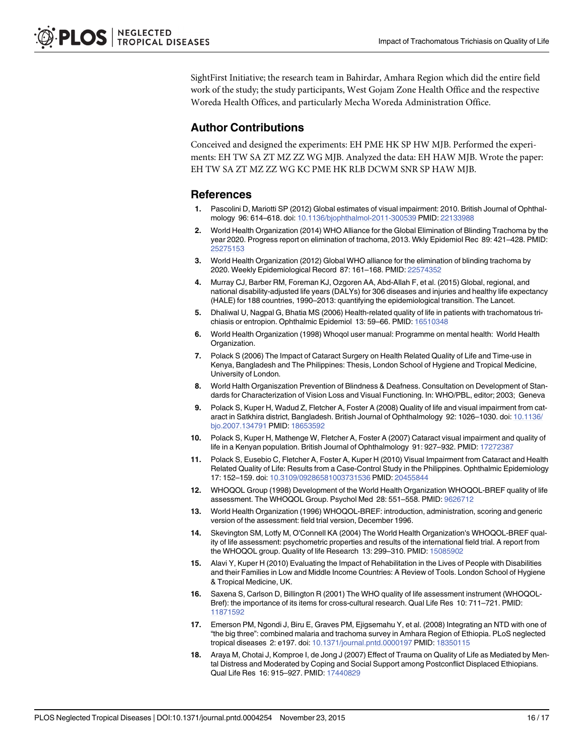SightFirst Initiative; the research team in Bahirdar, Amhara Region which did the entire field work of the study; the study participants, West Gojam Zone Health Office and the respective Woreda Health Offices, and particularly Mecha Woreda Administration Office.

## Author Contributions

Conceived and designed the experiments: EH PME HK SP HW MJB. Performed the experiments: EH TW SA ZT MZ ZZ WG MJB. Analyzed the data: EH HAW MJB. Wrote the paper: EH TW SA ZT MZ ZZ WG KC PME HK RLB DCWM SNR SP HAW MJB.

## References

1. Pascolini D, Mariotti SP (2012) Global estimates of visual impairment: 2010. British Journal of Ophthalmology 96: 614–618. doi: 10.1136/bjophthalmol-2011-300539 PMID: 22133988
2. World Health Organization (2014) WHO Alliance for the Global Elimination of Blinding Trachoma by the year 2020. Progress report on elimination of trachoma, 2013. Wkly Epidemiol Rec 89: 421–428. PMID: 25275153
3. World Health Organization (2012) Global WHO alliance for the elimination of blinding trachoma by 2020. Weekly Epidemiological Record 87: 161–168. PMID: 22574352
4. Murray CJ, Barber RM, Foreman KJ, Ozgoren AA, Abd-Allah F, et al. (2015) Global, regional, and national disability-adjusted life years (DALYs) for 306 diseases and injuries and healthy life expectancy (HALE) for 188 countries, 1990–2013: quantifying the epidemiological transition. The Lancet.
5. Dhaliwal U, Nagpal G, Bhatia MS (2006) Health-related quality of life in patients with trachomatous trichiasis or entropion. Ophthalmic Epidemiol 13: 59–66. PMID: 16510348
6. World Health Organization (1998) Whoqol user manual: Programme on mental health: World Health Organization.
7. Polack S (2006) The Impact of Cataract Surgery on Health Related Quality of Life and Time-use in Kenya, Bangladesh and The Philippines: Thesis, London School of Hygiene and Tropical Medicine, University of London.
8. World Halth Organiszation Prevention of Blindness & Deafness. Consultation on Development of Standards for Characterization of Vision Loss and Visual Functioning. In: WHO/PBL, editor; 2003; Geneva
9. Polack S, Kuper H, Wadud Z, Fletcher A, Foster A (2008) Quality of life and visual impairment from cataract in Satkhira district, Bangladesh. British Journal of Ophthalmology 92: 1026–1030. doi: 10.1136/bjo.2007.134791 PMID: 18653592
10. Polack S, Kuper H, Mathenge W, Fletcher A, Foster A (2007) Cataract visual impairment and quality of life in a Kenyan population. British Journal of Ophthalmology 91: 927–932. PMID: 17272387
11. Polack S, Eusebio C, Fletcher A, Foster A, Kuper H (2010) Visual Impairment from Cataract and Health Related Quality of Life: Results from a Case-Control Study in the Philippines. Ophthalmic Epidemiology 17: 152–159. doi: 10.3109/09286581003731536 PMID: 20455844
12. WHOQOL Group (1998) Development of the World Health Organization WHOQOL-BREF quality of life assessment. The WHOQOL Group. Psychol Med 28: 551–558. PMID: 9626712
13. World Health Organization (1996) WHOQOL-BREF: introduction, administration, scoring and generic version of the assessment: field trial version, December 1996.
14. Skevington SM, Lotfy M, O'Connell KA (2004) The World Health Organization's WHOQOL-BREF quality of life assessment: psychometric properties and results of the international field trial. A report from the WHOQOL group. Quality of life Research 13: 299–310. PMID: 15085902
15. Alavi Y, Kuper H (2010) Evaluating the Impact of Rehabilitation in the Lives of People with Disabilities and their Families in Low and Middle Income Countries: A Review of Tools. London School of Hygiene & Tropical Medicine, UK.
16. Saxena S, Carlson D, Billington R (2001) The WHO quality of life assessment instrument (WHOQOL-Bref): the importance of its items for cross-cultural research. Qual Life Res 10: 711–721. PMID: 11871592
17. Emerson PM, Ngondi J, Biru E, Graves PM, Ejigsemahu Y, et al. (2008) Integrating an NTD with one of "the big three": combined malaria and trachoma survey in Amhara Region of Ethiopia. PLoS neglected tropical diseases 2: e197. doi: 10.1371/journal.pntd.0000197 PMID: 18350115
18. Araya M, Chotai J, Komproe I, de Jong J (2007) Effect of Trauma on Quality of Life as Mediated by Mental Distress and Moderated by Coping and Social Support among Postconflict Displaced Ethiopians. Qual Life Res 16: 915–927. PMID: 17440829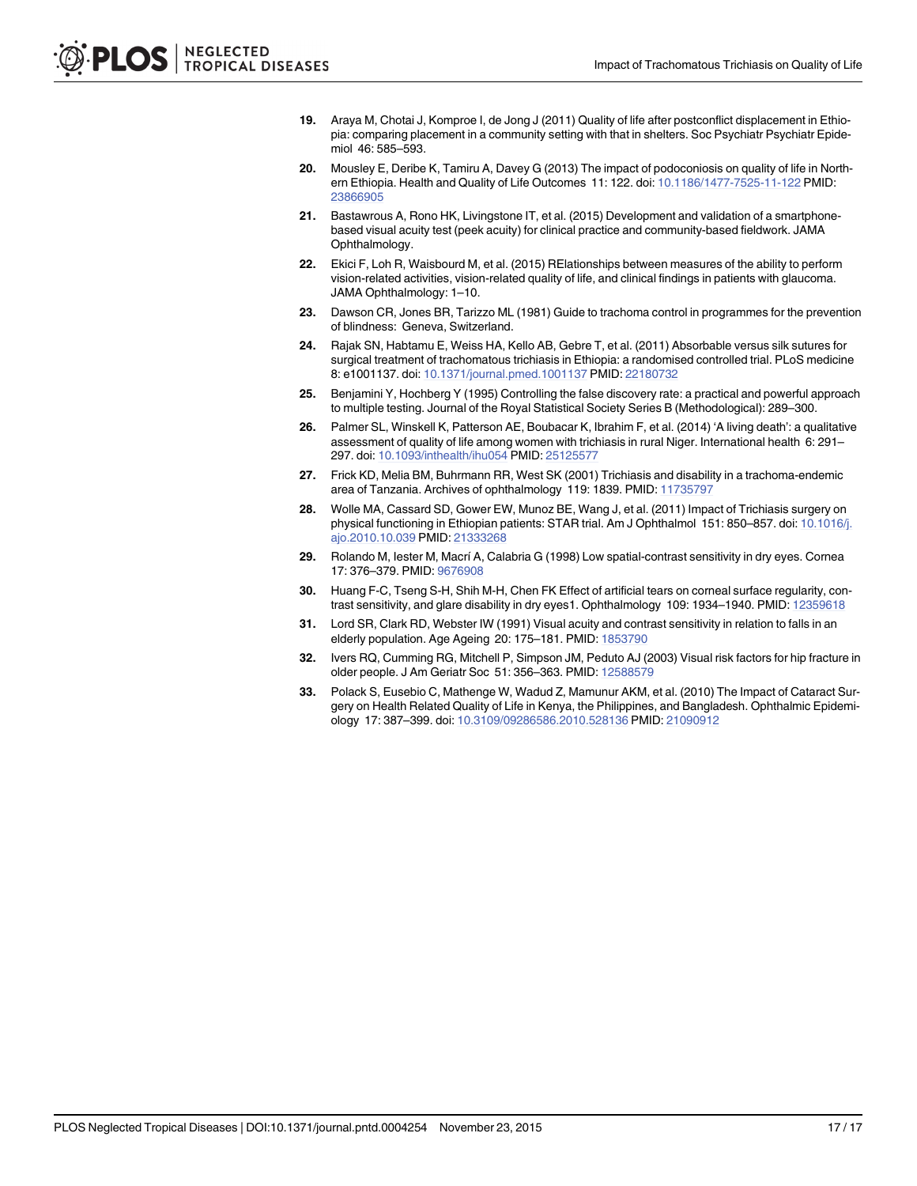19. Araya M, Chotai J, Komproe I, de Jong J (2011) Quality of life after postconflict displacement in Ethiopia: comparing placement in a community setting with that in shelters. Soc Psychiatr Psychiatr Epidemiol 46: 585–593.
20. Mousley E, Deribe K, Tamiru A, Davey G (2013) The impact of podoconiosis on quality of life in Northern Ethiopia. Health and Quality of Life Outcomes 11: 122. doi: 10.1186/1477-7525-11-122 PMID: 23866905
21. Bastawrous A, Rono HK, Livingstone IT, et al. (2015) Development and validation of a smartphone-based visual acuity test (peek acuity) for clinical practice and community-based fieldwork. JAMA Ophthalmology.
22. Ekici F, Loh R, Waisbourd M, et al. (2015) RElationships between measures of the ability to perform vision-related activities, vision-related quality of life, and clinical findings in patients with glaucoma. JAMA Ophthalmology: 1–10.
23. Dawson CR, Jones BR, Tarizzo ML (1981) Guide to trachoma control in programmes for the prevention of blindness: Geneva, Switzerland.
24. Rajak SN, Habtamu E, Weiss HA, Kello AB, Gebre T, et al. (2011) Absorbable versus silk sutures for surgical treatment of trachomatous trichiasis in Ethiopia: a randomised controlled trial. PLoS medicine 8: e1001137. doi: 10.1371/journal.pmed.1001137 PMID: 22180732
25. Benjamini Y, Hochberg Y (1995) Controlling the false discovery rate: a practical and powerful approach to multiple testing. Journal of the Royal Statistical Society Series B (Methodological): 289–300.
26. Palmer SL, Winskell K, Patterson AE, Boubacar K, Ibrahim F, et al. (2014) 'A living death': a qualitative assessment of quality of life among women with trichiasis in rural Niger. International health 6: 291–297. doi: 10.1093/inthealth/ihu054 PMID: 25125577
27. Frick KD, Melia BM, Buhrmann RR, West SK (2001) Trichiasis and disability in a trachoma-endemic area of Tanzania. Archives of ophthalmology 119: 1839. PMID: 11735797
28. Wolle MA, Cassard SD, Gower EW, Munoz BE, Wang J, et al. (2011) Impact of Trichiasis surgery on physical functioning in Ethiopian patients: STAR trial. Am J Ophthalmol 151: 850–857. doi: 10.1016/j.ajo.2010.10.039 PMID: 21333268
29. Rolando M, Iester M, Macrí A, Calabria G (1998) Low spatial-contrast sensitivity in dry eyes. Cornea 17: 376–379. PMID: 9676908
30. Huang F-C, Tseng S-H, Shih M-H, Chen FK Effect of artificial tears on corneal surface regularity, contrast sensitivity, and glare disability in dry eyes1. Ophthalmology 109: 1934–1940. PMID: 12359618
31. Lord SR, Clark RD, Webster IW (1991) Visual acuity and contrast sensitivity in relation to falls in an elderly population. Age Ageing 20: 175–181. PMID: 1853790
32. Ivers RQ, Cumming RG, Mitchell P, Simpson JM, Peduto AJ (2003) Visual risk factors for hip fracture in older people. J Am Geriatr Soc 51: 356–363. PMID: 12588579
33. Polack S, Eusebio C, Mathenge W, Wadud Z, Mamunur AKM, et al. (2010) The Impact of Cataract Surgery on Health Related Quality of Life in Kenya, the Philippines, and Bangladesh. Ophthalmic Epidemiology 17: 387–399. doi: 10.3109/09286586.2010.528136 PMID: 21090912